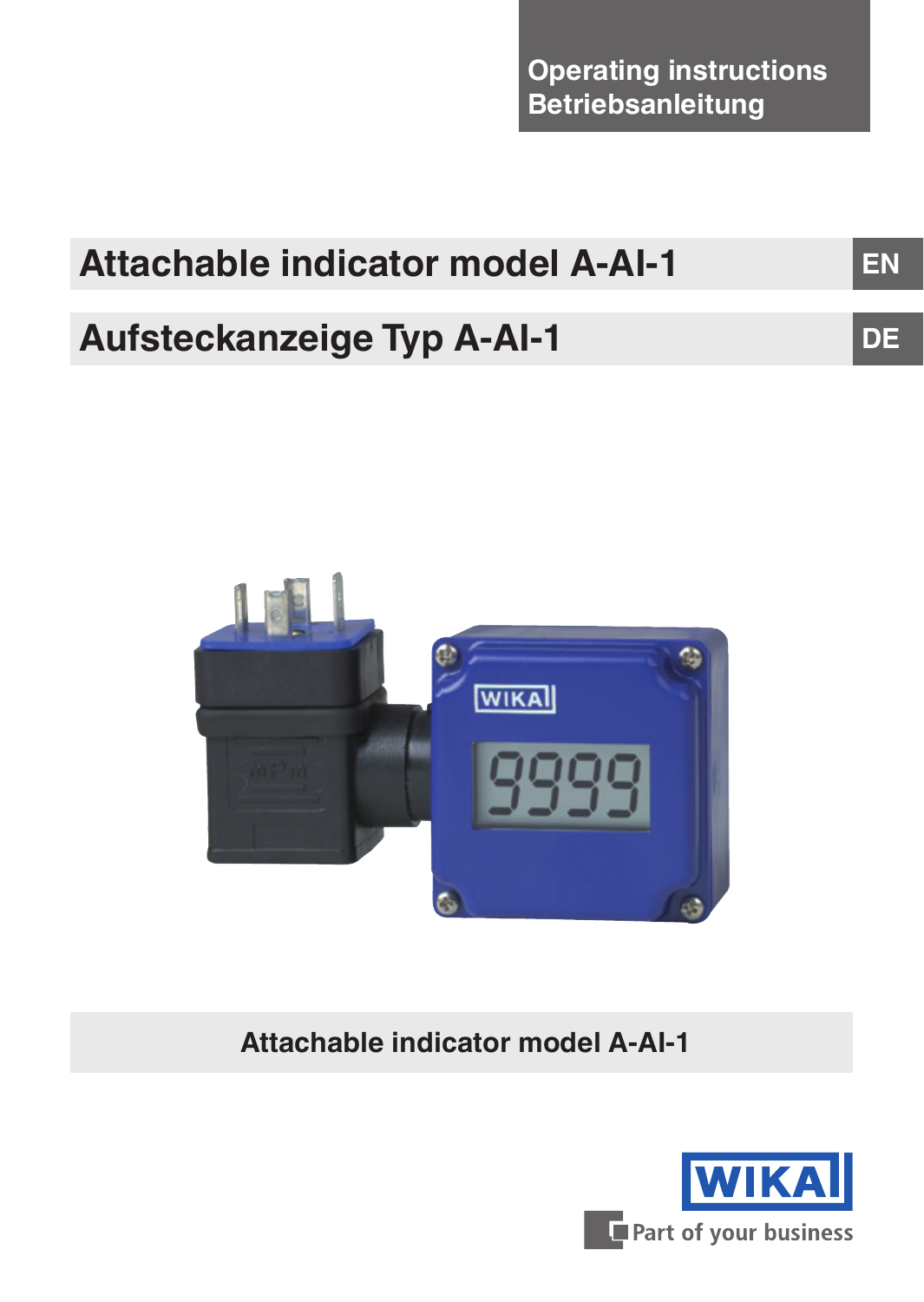Operating instructions
Betriebsanleitung

# Attachable indicator model A-AI-1 EN

# Aufsteckanzeige Typ A-AI-1 DE

**Attachable indicator model A-AI-1**

WIKA

Part of your business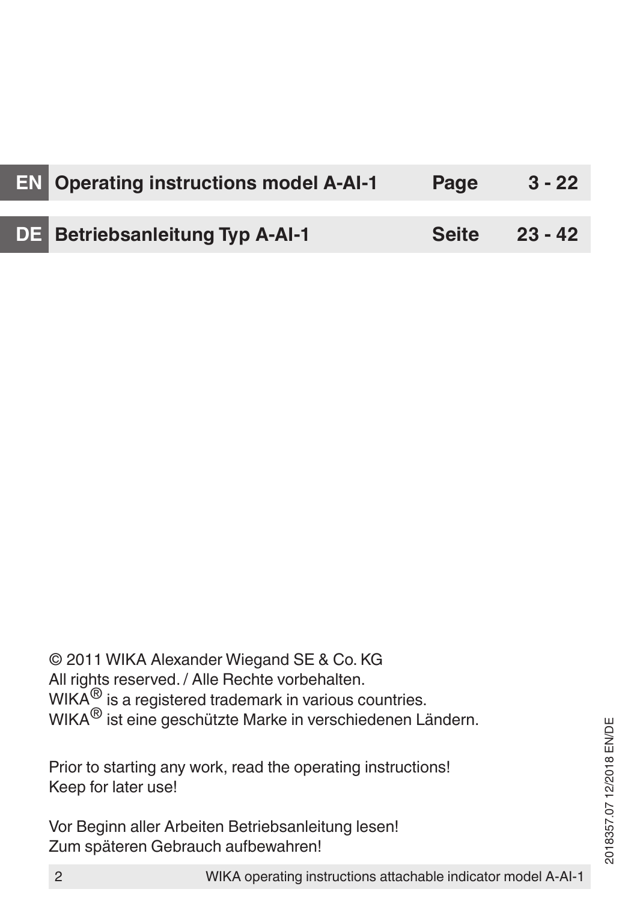| | | | |
|---|---|---|---|
| **EN** | **Operating instructions model A-AI-1** | **Page** | **3 - 22** |
| **DE** | **Betriebsanleitung Typ A-AI-1** | **Seite** | **23 - 42** |

© 2011 WIKA Alexander Wiegand SE & Co. KG
All rights reserved. / Alle Rechte vorbehalten.
WIKA® is a registered trademark in various countries.
WIKA® ist eine geschützte Marke in verschiedenen Ländern.

Prior to starting any work, read the operating instructions!
Keep for later use!

Vor Beginn aller Arbeiten Betriebsanleitung lesen!
Zum späteren Gebrauch aufbewahren!

2018357.07 12/2018 EN/DE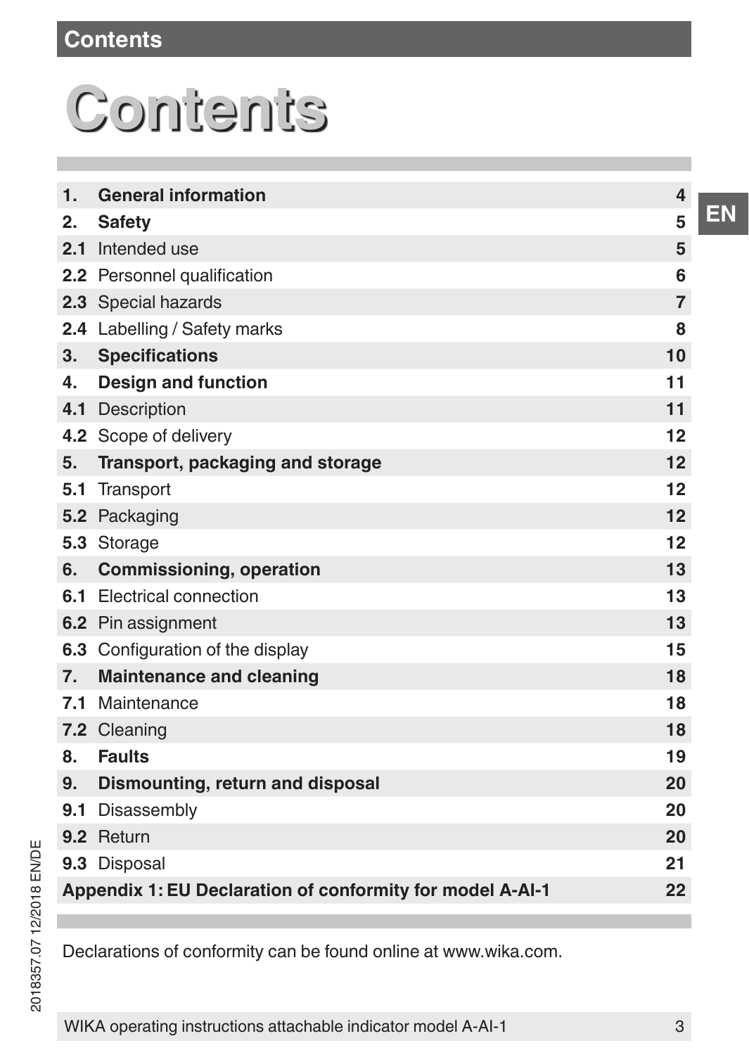# Contents

| | | |
|---|---|---|
| **1.** | **General information** | **4** |
| **2.** | **Safety** | **5** |
| **2.1** | Intended use | **5** |
| **2.2** | Personnel qualification | **6** |
| **2.3** | Special hazards | **7** |
| **2.4** | Labelling / Safety marks | **8** |
| **3.** | **Specifications** | **10** |
| **4.** | **Design and function** | **11** |
| **4.1** | Description | **11** |
| **4.2** | Scope of delivery | **12** |
| **5.** | **Transport, packaging and storage** | **12** |
| **5.1** | Transport | **12** |
| **5.2** | Packaging | **12** |
| **5.3** | Storage | **12** |
| **6.** | **Commissioning, operation** | **13** |
| **6.1** | Electrical connection | **13** |
| **6.2** | Pin assignment | **13** |
| **6.3** | Configuration of the display | **15** |
| **7.** | **Maintenance and cleaning** | **18** |
| **7.1** | Maintenance | **18** |
| **7.2** | Cleaning | **18** |
| **8.** | **Faults** | **19** |
| **9.** | **Dismounting, return and disposal** | **20** |
| **9.1** | Disassembly | **20** |
| **9.2** | Return | **20** |
| **9.3** | Disposal | **21** |
| **Appendix 1: EU Declaration of conformity for model A-AI-1** | | **22** |

Declarations of conformity can be found online at www.wika.com.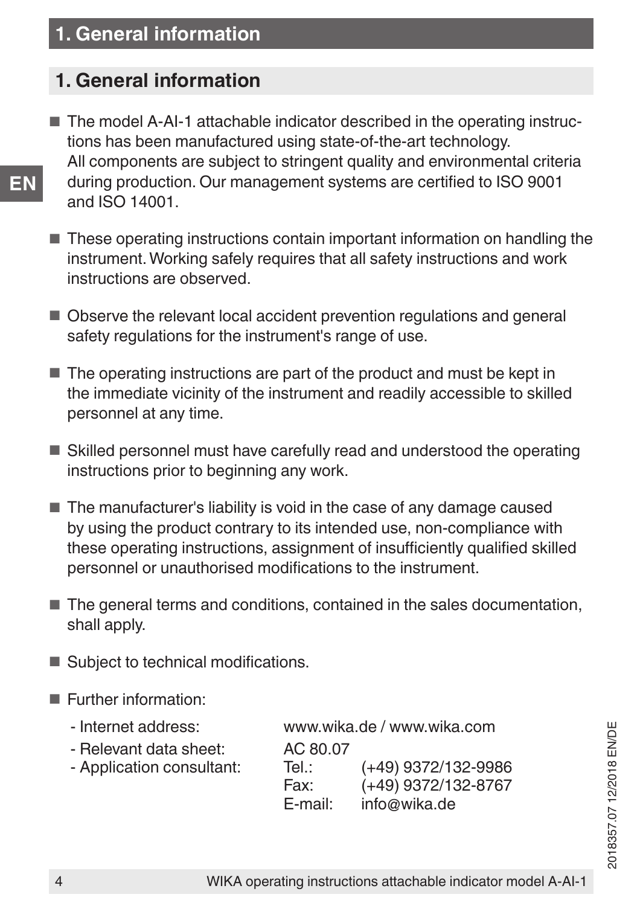## 1. General information

- The model A-AI-1 attachable indicator described in the operating instructions has been manufactured using state-of-the-art technology. All components are subject to stringent quality and environmental criteria during production. Our management systems are certified to ISO 9001 and ISO 14001.
- These operating instructions contain important information on handling the instrument. Working safely requires that all safety instructions and work instructions are observed.
- Observe the relevant local accident prevention regulations and general safety regulations for the instrument's range of use.
- The operating instructions are part of the product and must be kept in the immediate vicinity of the instrument and readily accessible to skilled personnel at any time.
- Skilled personnel must have carefully read and understood the operating instructions prior to beginning any work.
- The manufacturer's liability is void in the case of any damage caused by using the product contrary to its intended use, non-compliance with these operating instructions, assignment of insufficiently qualified skilled personnel or unauthorised modifications to the instrument.
- The general terms and conditions, contained in the sales documentation, shall apply.
- Subject to technical modifications.
- Further information:

| | | |
|---|---|---|
| - Internet address: | www.wika.de / www.wika.com | |
| - Relevant data sheet: | AC 80.07 | |
| - Application consultant: | Tel.: | (+49) 9372/132-9986 |
| | Fax: | (+49) 9372/132-8767 |
| | E-mail: | info@wika.de |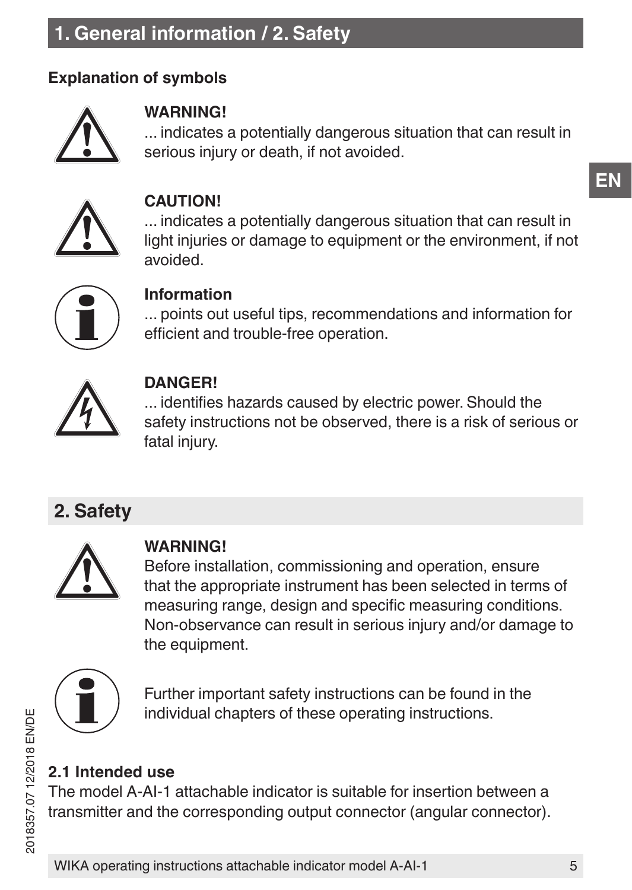## Explanation of symbols

**WARNING!**
... indicates a potentially dangerous situation that can result in serious injury or death, if not avoided.

**CAUTION!**
... indicates a potentially dangerous situation that can result in light injuries or damage to equipment or the environment, if not avoided.

**Information**
... points out useful tips, recommendations and information for efficient and trouble-free operation.

**DANGER!**
... identifies hazards caused by electric power. Should the safety instructions not be observed, there is a risk of serious or fatal injury.

# 2. Safety

**WARNING!**
Before installation, commissioning and operation, ensure that the appropriate instrument has been selected in terms of measuring range, design and specific measuring conditions. Non-observance can result in serious injury and/or damage to the equipment.

Further important safety instructions can be found in the individual chapters of these operating instructions.

## 2.1 Intended use

The model A-AI-1 attachable indicator is suitable for insertion between a transmitter and the corresponding output connector (angular connector).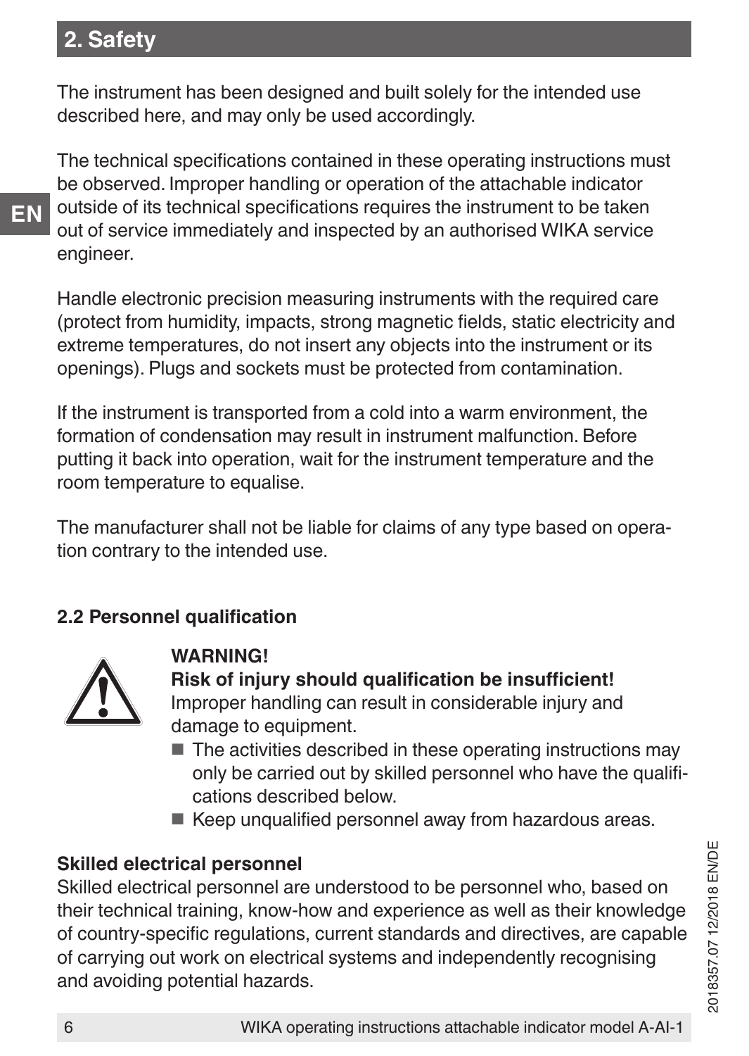## 2. Safety

The instrument has been designed and built solely for the intended use described here, and may only be used accordingly.

The technical specifications contained in these operating instructions must be observed. Improper handling or operation of the attachable indicator outside of its technical specifications requires the instrument to be taken out of service immediately and inspected by an authorised WIKA service engineer.

Handle electronic precision measuring instruments with the required care (protect from humidity, impacts, strong magnetic fields, static electricity and extreme temperatures, do not insert any objects into the instrument or its openings). Plugs and sockets must be protected from contamination.

If the instrument is transported from a cold into a warm environment, the formation of condensation may result in instrument malfunction. Before putting it back into operation, wait for the instrument temperature and the room temperature to equalise.

The manufacturer shall not be liable for claims of any type based on operation contrary to the intended use.

### 2.2 Personnel qualification

**WARNING!**
**Risk of injury should qualification be insufficient!**
Improper handling can result in considerable injury and damage to equipment.

- The activities described in these operating instructions may only be carried out by skilled personnel who have the qualifications described below.
- Keep unqualified personnel away from hazardous areas.

**Skilled electrical personnel**
Skilled electrical personnel are understood to be personnel who, based on their technical training, know-how and experience as well as their knowledge of country-specific regulations, current standards and directives, are capable of carrying out work on electrical systems and independently recognising and avoiding potential hazards.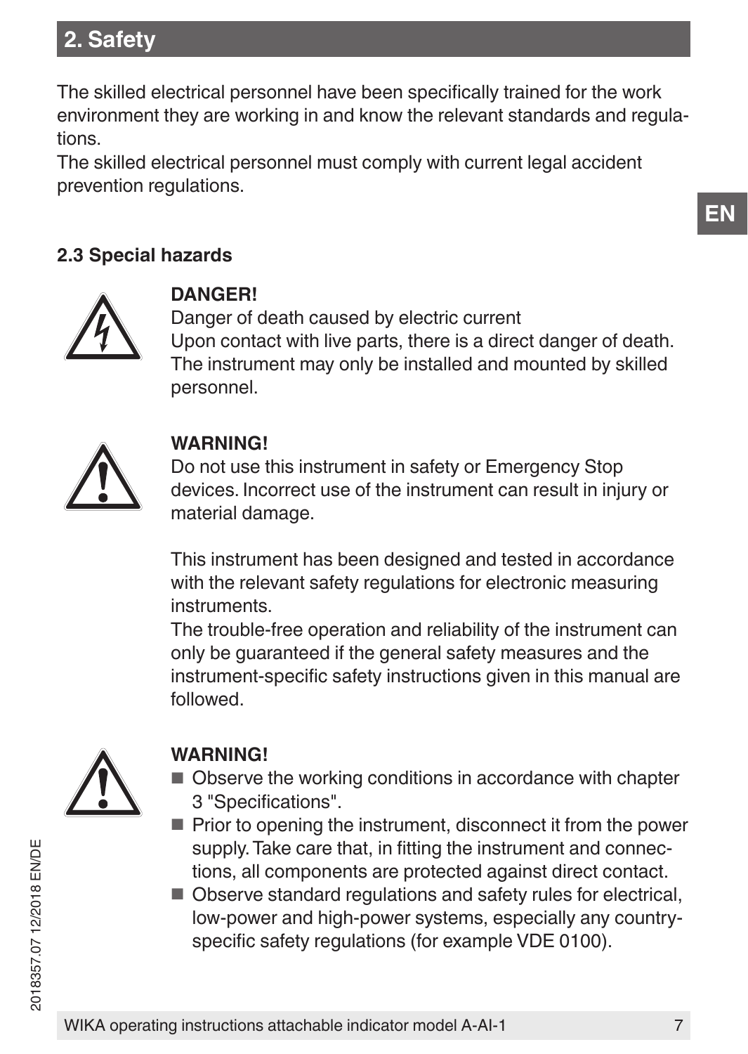## 2. Safety

The skilled electrical personnel have been specifically trained for the work environment they are working in and know the relevant standards and regulations.
The skilled electrical personnel must comply with current legal accident prevention regulations.

### 2.3 Special hazards

**DANGER!**
Danger of death caused by electric current
Upon contact with live parts, there is a direct danger of death. The instrument may only be installed and mounted by skilled personnel.

**WARNING!**
Do not use this instrument in safety or Emergency Stop devices. Incorrect use of the instrument can result in injury or material damage.

This instrument has been designed and tested in accordance with the relevant safety regulations for electronic measuring instruments.
The trouble-free operation and reliability of the instrument can only be guaranteed if the general safety measures and the instrument-specific safety instructions given in this manual are followed.

**WARNING!**

- Observe the working conditions in accordance with chapter 3 "Specifications".
- Prior to opening the instrument, disconnect it from the power supply. Take care that, in fitting the instrument and connections, all components are protected against direct contact.
- Observe standard regulations and safety rules for electrical, low-power and high-power systems, especially any country-specific safety regulations (for example VDE 0100).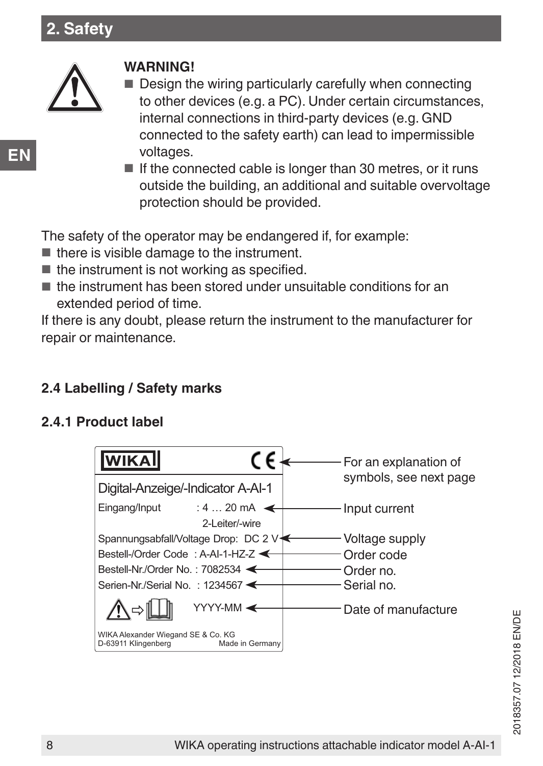## 2. Safety

**WARNING!**

- Design the wiring particularly carefully when connecting to other devices (e.g. a PC). Under certain circumstances, internal connections in third-party devices (e.g. GND connected to the safety earth) can lead to impermissible voltages.
- If the connected cable is longer than 30 metres, or it runs outside the building, an additional and suitable overvoltage protection should be provided.

The safety of the operator may be endangered if, for example:

- there is visible damage to the instrument.
- the instrument is not working as specified.
- the instrument has been stored under unsuitable conditions for an extended period of time.

If there is any doubt, please return the instrument to the manufacturer for repair or maintenance.

### 2.4 Labelling / Safety marks

#### 2.4.1 Product label

WIKA CE → For an explanation of symbols, see next page

Digital-Anzeige/-Indicator A-AI-1

| Label field | Value | Explanation |
| --- | --- | --- |
| Eingang/Input | : 4 … 20 mA 2-Leiter/-wire | Input current |
| Spannungsabfall/Voltage Drop: | DC 2 V | Voltage supply |
| Bestell-/Order Code | : A-AI-1-HZ-Z | Order code |
| Bestell-Nr./Order No. | : 7082534 | Order no. |
| Serien-Nr./Serial No. | : 1234567 | Serial no. |
| | YYYY-MM | Date of manufacture |

WIKA Alexander Wiegand SE & Co. KG
D-63911 Klingenberg Made in Germany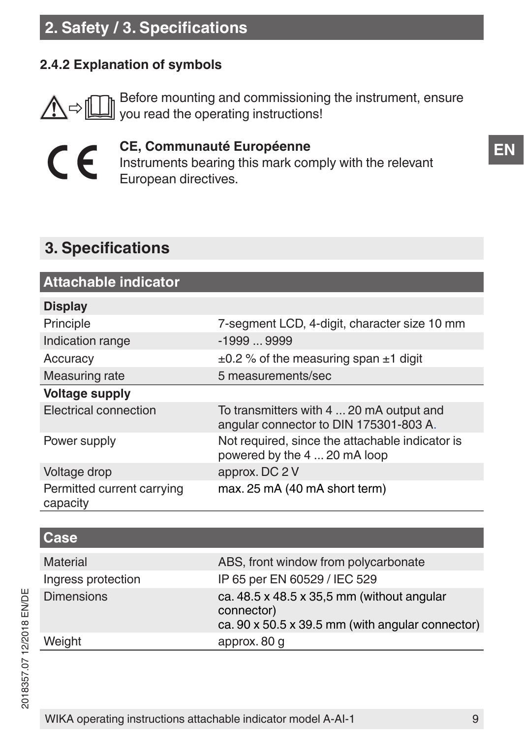#### 2.4.2 Explanation of symbols

Before mounting and commissioning the instrument, ensure you read the operating instructions!

**CE, Communauté Européenne**
Instruments bearing this mark comply with the relevant European directives.

## 3. Specifications

| Attachable indicator | |
|---|---|
| **Display** | |
| Principle | 7-segment LCD, 4-digit, character size 10 mm |
| Indication range | -1999 ... 9999 |
| Accuracy | ±0.2 % of the measuring span ±1 digit |
| Measuring rate | 5 measurements/sec |
| **Voltage supply** | |
| Electrical connection | To transmitters with 4 ... 20 mA output and angular connector to DIN 175301-803 A. |
| Power supply | Not required, since the attachable indicator is powered by the 4 ... 20 mA loop |
| Voltage drop | approx. DC 2 V |
| Permitted current carrying capacity | max. 25 mA (40 mA short term) |

| Case | |
|---|---|
| Material | ABS, front window from polycarbonate |
| Ingress protection | IP 65 per EN 60529 / IEC 529 |
| Dimensions | ca. 48.5 x 48.5 x 35,5 mm (without angular connector)<br>ca. 90 x 50.5 x 39.5 mm (with angular connector) |
| Weight | approx. 80 g |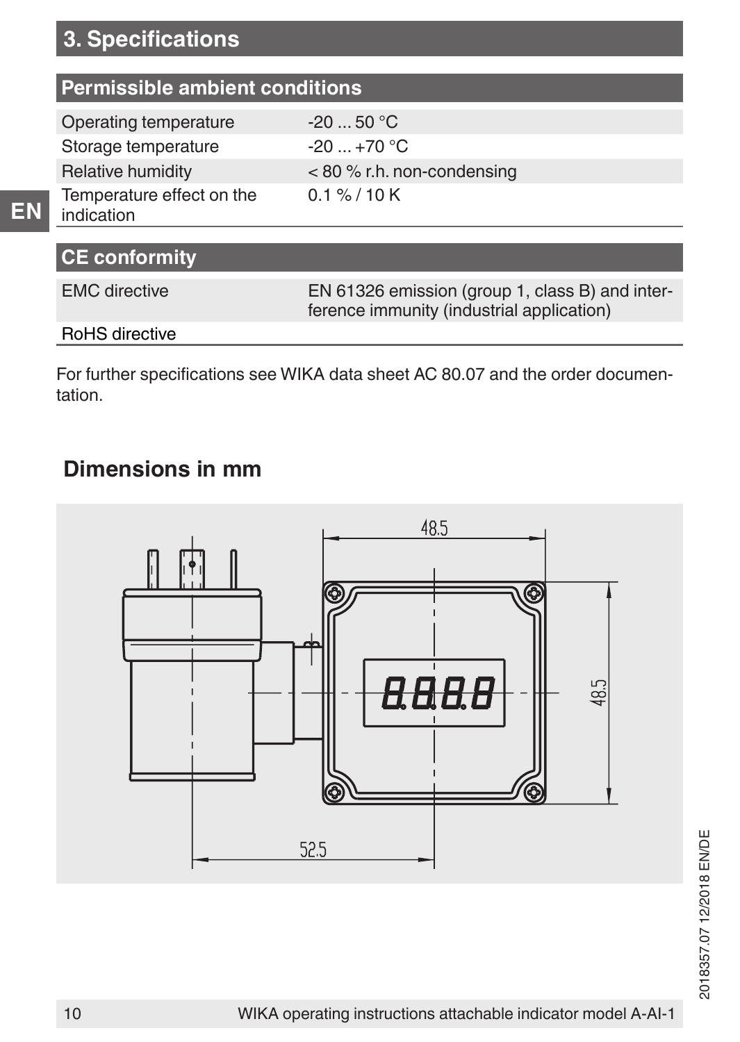## 3. Specifications

### Permissible ambient conditions

| | |
|---|---|
| Operating temperature | -20 ... 50 °C |
| Storage temperature | -20 ... +70 °C |
| Relative humidity | < 80 % r.h. non-condensing |
| Temperature effect on the indication | 0.1 % / 10 K |

### CE conformity

| | |
|---|---|
| EMC directive | EN 61326 emission (group 1, class B) and interference immunity (industrial application) |
| RoHS directive | |

For further specifications see WIKA data sheet AC 80.07 and the order documentation.

### Dimensions in mm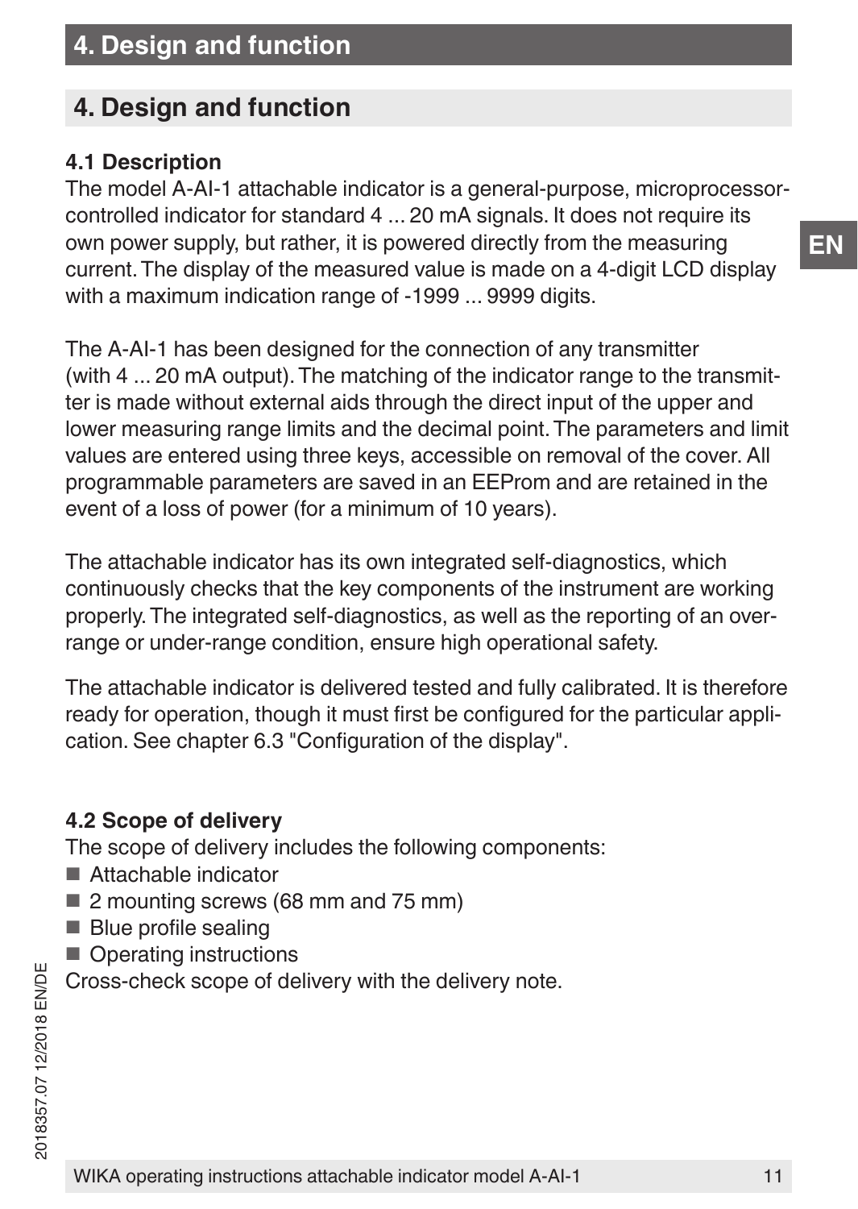## 4. Design and function

### 4.1 Description

The model A-AI-1 attachable indicator is a general-purpose, microprocessor-controlled indicator for standard 4 ... 20 mA signals. It does not require its own power supply, but rather, it is powered directly from the measuring current. The display of the measured value is made on a 4-digit LCD display with a maximum indication range of -1999 ... 9999 digits.

The A-AI-1 has been designed for the connection of any transmitter (with 4 ... 20 mA output). The matching of the indicator range to the transmitter is made without external aids through the direct input of the upper and lower measuring range limits and the decimal point. The parameters and limit values are entered using three keys, accessible on removal of the cover. All programmable parameters are saved in an EEProm and are retained in the event of a loss of power (for a minimum of 10 years).

The attachable indicator has its own integrated self-diagnostics, which continuously checks that the key components of the instrument are working properly. The integrated self-diagnostics, as well as the reporting of an over-range or under-range condition, ensure high operational safety.

The attachable indicator is delivered tested and fully calibrated. It is therefore ready for operation, though it must first be configured for the particular application. See chapter 6.3 "Configuration of the display".

### 4.2 Scope of delivery

The scope of delivery includes the following components:

- Attachable indicator
- 2 mounting screws (68 mm and 75 mm)
- Blue profile sealing
- Operating instructions

Cross-check scope of delivery with the delivery note.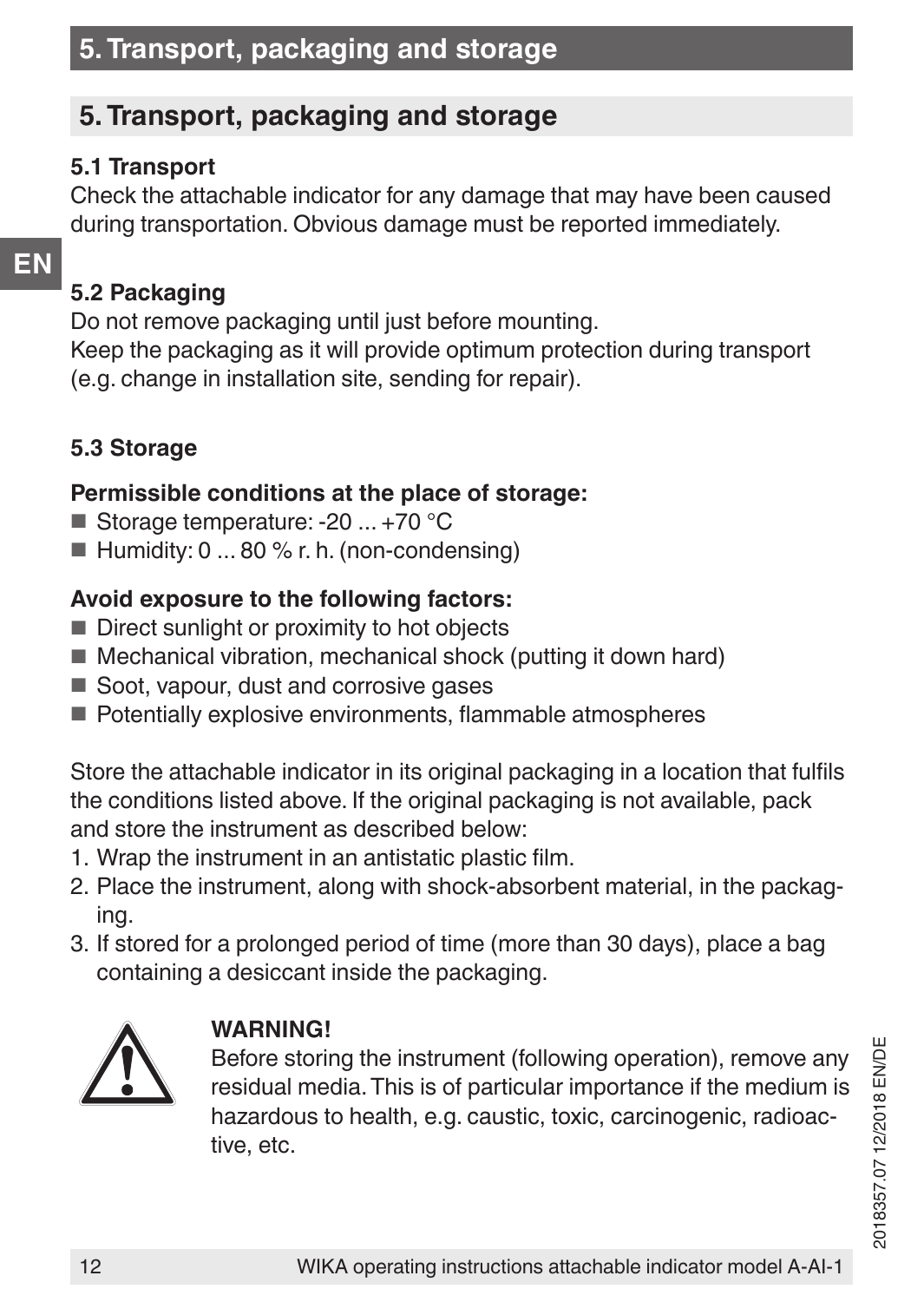## 5. Transport, packaging and storage

### 5.1 Transport

Check the attachable indicator for any damage that may have been caused during transportation. Obvious damage must be reported immediately.

### 5.2 Packaging

Do not remove packaging until just before mounting.
Keep the packaging as it will provide optimum protection during transport (e.g. change in installation site, sending for repair).

### 5.3 Storage

**Permissible conditions at the place of storage:**

- Storage temperature: -20 ... +70 °C
- Humidity: 0 ... 80 % r. h. (non-condensing)

**Avoid exposure to the following factors:**

- Direct sunlight or proximity to hot objects
- Mechanical vibration, mechanical shock (putting it down hard)
- Soot, vapour, dust and corrosive gases
- Potentially explosive environments, flammable atmospheres

Store the attachable indicator in its original packaging in a location that fulfils the conditions listed above. If the original packaging is not available, pack and store the instrument as described below:

1. Wrap the instrument in an antistatic plastic film.
2. Place the instrument, along with shock-absorbent material, in the packaging.
3. If stored for a prolonged period of time (more than 30 days), place a bag containing a desiccant inside the packaging.

**WARNING!**
Before storing the instrument (following operation), remove any residual media. This is of particular importance if the medium is hazardous to health, e.g. caustic, toxic, carcinogenic, radioactive, etc.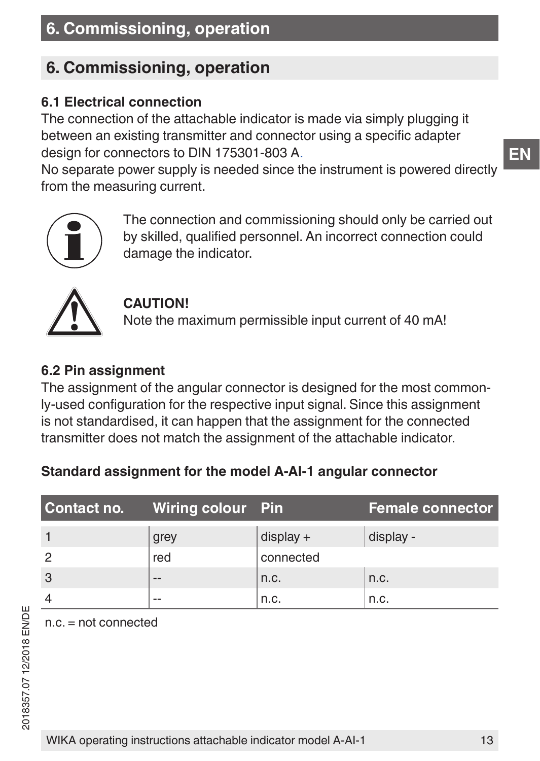# 6. Commissioning, operation

## 6. Commissioning, operation

### 6.1 Electrical connection

The connection of the attachable indicator is made via simply plugging it between an existing transmitter and connector using a specific adapter design for connectors to DIN 175301-803 A.
No separate power supply is needed since the instrument is powered directly from the measuring current.

The connection and commissioning should only be carried out by skilled, qualified personnel. An incorrect connection could damage the indicator.

**CAUTION!**
Note the maximum permissible input current of 40 mA!

### 6.2 Pin assignment

The assignment of the angular connector is designed for the most commonly-used configuration for the respective input signal. Since this assignment is not standardised, it can happen that the assignment for the connected transmitter does not match the assignment of the attachable indicator.

**Standard assignment for the model A-AI-1 angular connector**

| Contact no. | Wiring colour | Pin | Female connector |
|---|---|---|---|
| 1 | grey | display + | display - |
| 2 | red | connected | |
| 3 | -- | n.c. | n.c. |
| 4 | -- | n.c. | n.c. |

n.c. = not connected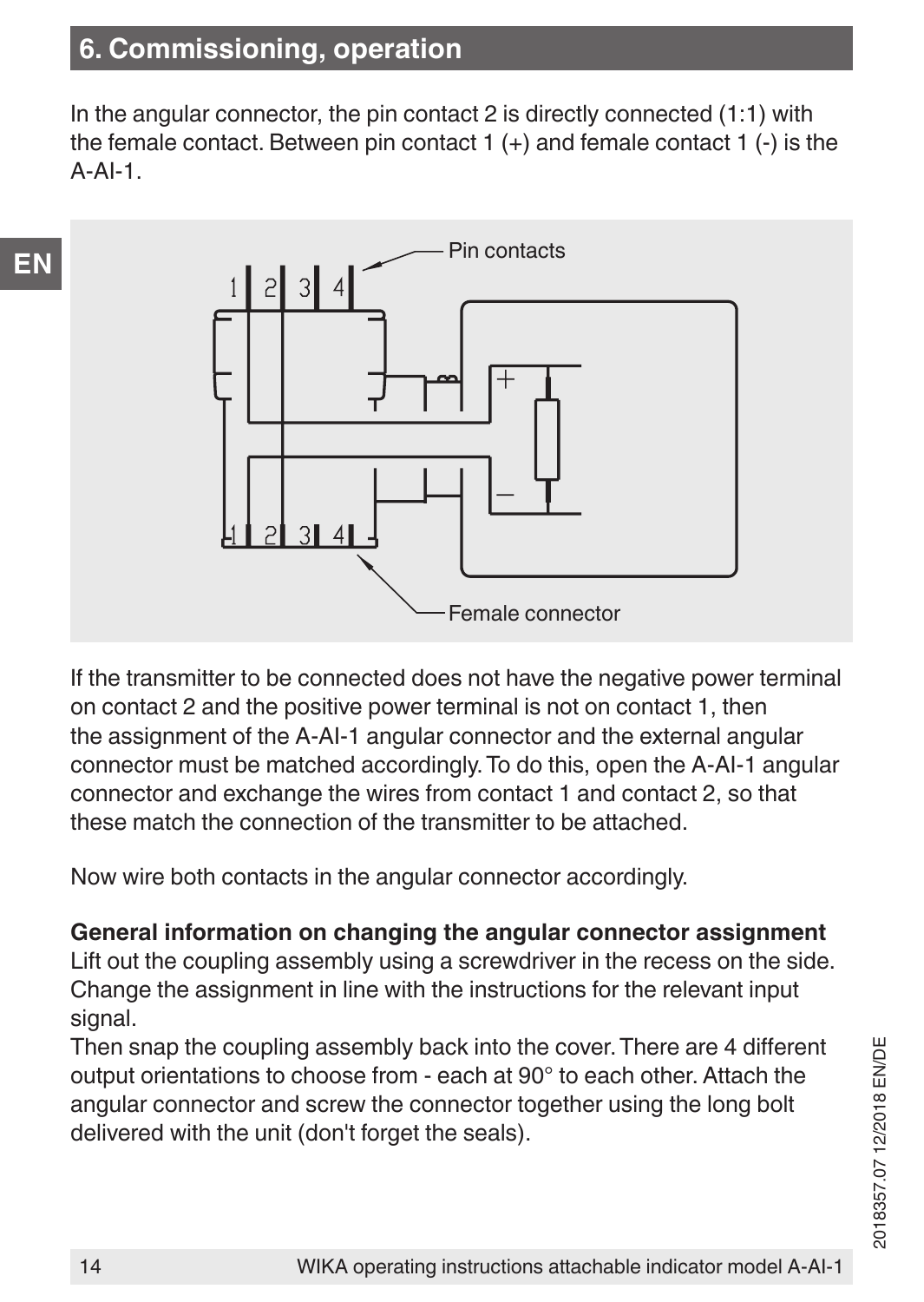## 6. Commissioning, operation

In the angular connector, the pin contact 2 is directly connected (1:1) with the female contact. Between pin contact 1 (+) and female contact 1 (-) is the A-AI-1.

If the transmitter to be connected does not have the negative power terminal on contact 2 and the positive power terminal is not on contact 1, then the assignment of the A-AI-1 angular connector and the external angular connector must be matched accordingly. To do this, open the A-AI-1 angular connector and exchange the wires from contact 1 and contact 2, so that these match the connection of the transmitter to be attached.

Now wire both contacts in the angular connector accordingly.

**General information on changing the angular connector assignment**
Lift out the coupling assembly using a screwdriver in the recess on the side. Change the assignment in line with the instructions for the relevant input signal.
Then snap the coupling assembly back into the cover. There are 4 different output orientations to choose from - each at 90° to each other. Attach the angular connector and screw the connector together using the long bolt delivered with the unit (don't forget the seals).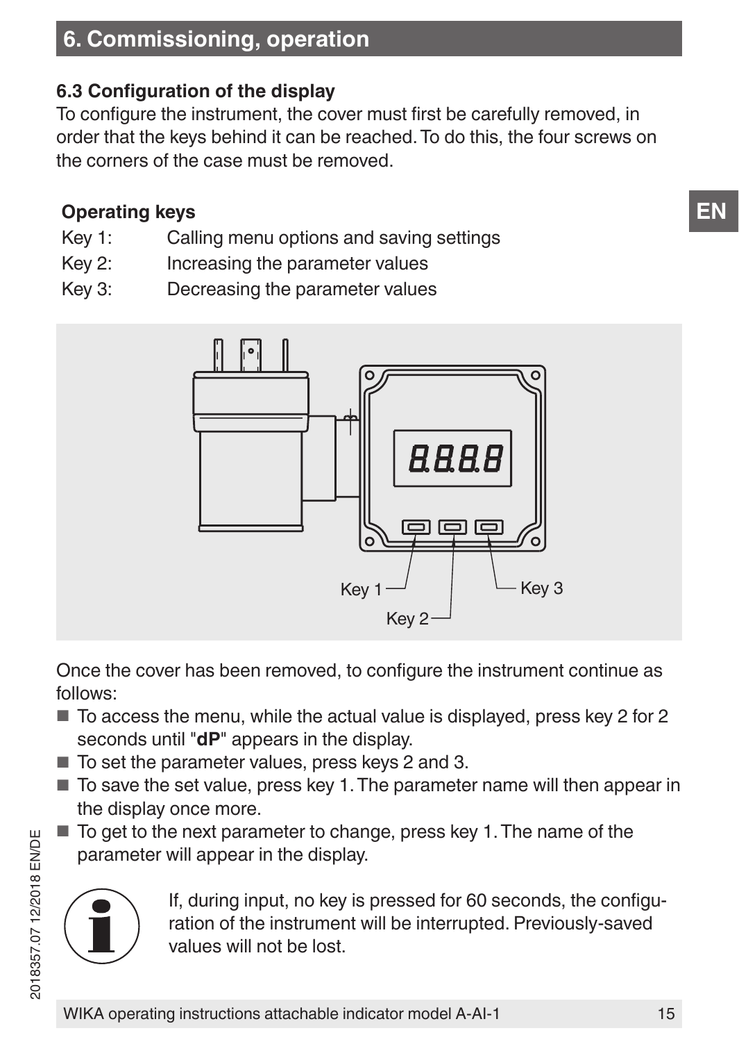## 6. Commissioning, operation

### 6.3 Configuration of the display

To configure the instrument, the cover must first be carefully removed, in order that the keys behind it can be reached. To do this, the four screws on the corners of the case must be removed.

**Operating keys**

| | |
|---|---|
| Key 1: | Calling menu options and saving settings |
| Key 2: | Increasing the parameter values |
| Key 3: | Decreasing the parameter values |

Once the cover has been removed, to configure the instrument continue as follows:

- To access the menu, while the actual value is displayed, press key 2 for 2 seconds until "**dP**" appears in the display.
- To set the parameter values, press keys 2 and 3.
- To save the set value, press key 1. The parameter name will then appear in the display once more.
- To get to the next parameter to change, press key 1. The name of the parameter will appear in the display.

If, during input, no key is pressed for 60 seconds, the configuration of the instrument will be interrupted. Previously-saved values will not be lost.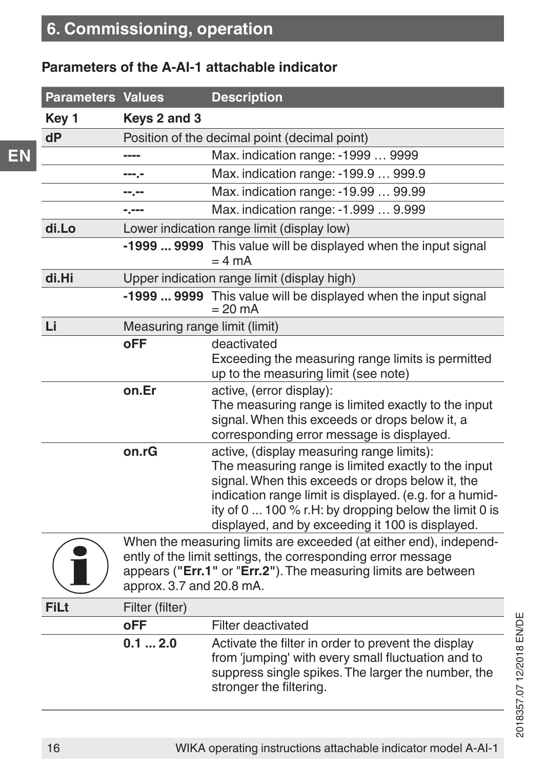## 6. Commissioning, operation

### Parameters of the A-AI-1 attachable indicator

| Parameters | Values | Description |
|---|---|---|
| **Key 1** | **Keys 2 and 3** | |
| **dP** | Position of the decimal point (decimal point) | |
| | **----** | Max. indication range: -1999 … 9999 |
| | **---.-** | Max. indication range: -199.9 … 999.9 |
| | **--.--** | Max. indication range: -19.99 … 99.99 |
| | **-.---** | Max. indication range: -1.999 … 9.999 |
| **di.Lo** | Lower indication range limit (display low) | |
| | **-1999 ... 9999** | This value will be displayed when the input signal = 4 mA |
| **di.Hi** | Upper indication range limit (display high) | |
| | **-1999 ... 9999** | This value will be displayed when the input signal = 20 mA |
| **Li** | Measuring range limit (limit) | |
| | **oFF** | deactivated<br>Exceeding the measuring range limits is permitted up to the measuring limit (see note) |
| | **on.Er** | active, (error display):<br>The measuring range is limited exactly to the input signal. When this exceeds or drops below it, a corresponding error message is displayed. |
| | **on.rG** | active, (display measuring range limits):<br>The measuring range is limited exactly to the input signal. When this exceeds or drops below it, the indication range limit is displayed. (e.g. for a humidity of 0 ... 100 % r.H: by dropping below the limit 0 is displayed, and by exceeding it 100 is displayed. |
| | When the measuring limits are exceeded (at either end), independently of the limit settings, the corresponding error message appears (**"Err.1"** or "**Err.2"**). The measuring limits are between approx. 3.7 and 20.8 mA. | |
| **FiLt** | Filter (filter) | |
| | **oFF** | Filter deactivated |
| | **0.1 ... 2.0** | Activate the filter in order to prevent the display from 'jumping' with every small fluctuation and to suppress single spikes. The larger the number, the stronger the filtering. |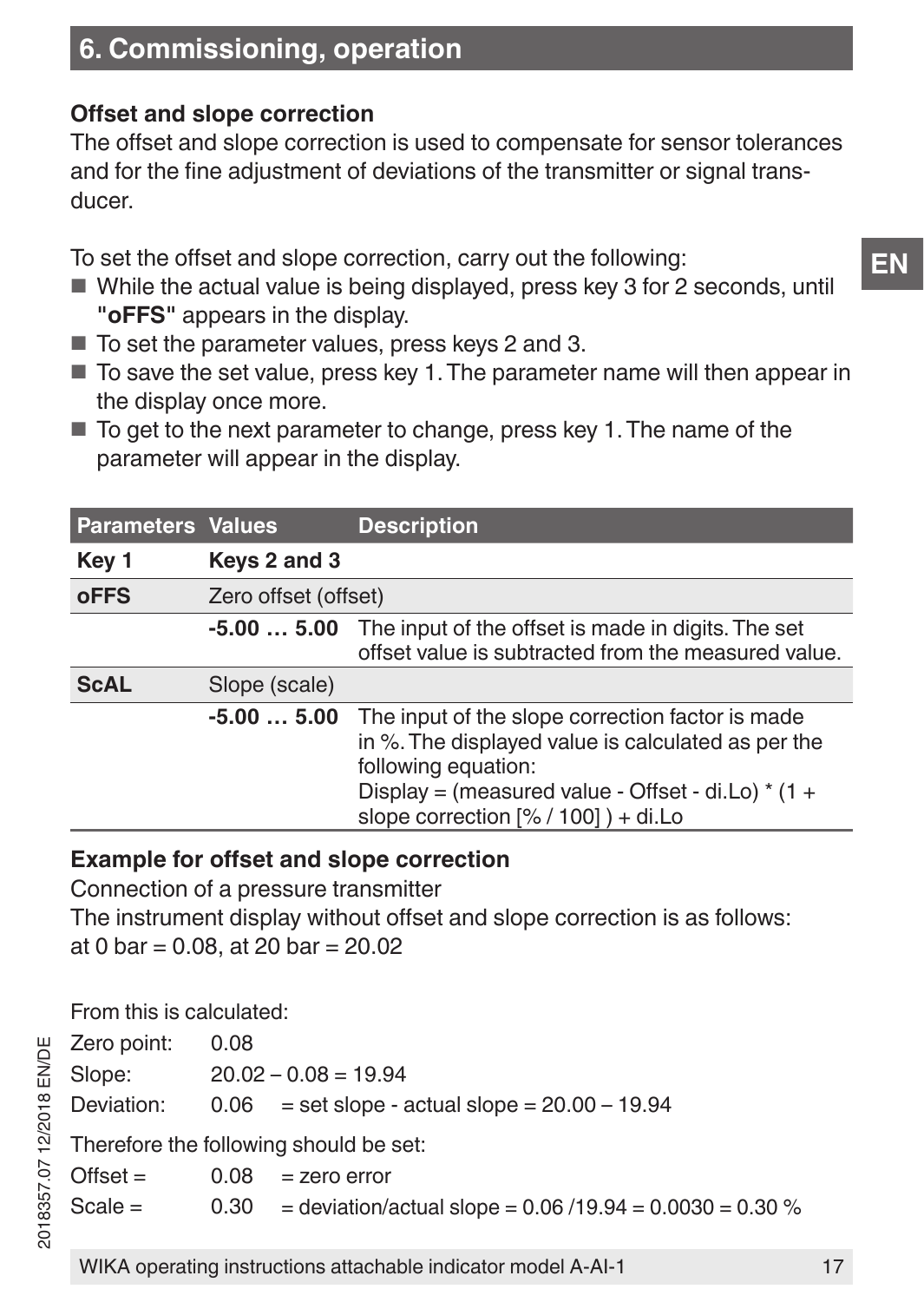## 6. Commissioning, operation

### Offset and slope correction

The offset and slope correction is used to compensate for sensor tolerances and for the fine adjustment of deviations of the transmitter or signal transducer.

To set the offset and slope correction, carry out the following:

- While the actual value is being displayed, press key 3 for 2 seconds, until **"oFFS"** appears in the display.
- To set the parameter values, press keys 2 and 3.
- To save the set value, press key 1. The parameter name will then appear in the display once more.
- To get to the next parameter to change, press key 1. The name of the parameter will appear in the display.

| Parameters | Values | Description |
|---|---|---|
| **Key 1** | **Keys 2 and 3** | |
| **oFFS** | Zero offset (offset) | |
| | **-5.00 … 5.00** | The input of the offset is made in digits. The set offset value is subtracted from the measured value. |
| **ScAL** | Slope (scale) | |
| | **-5.00 … 5.00** | The input of the slope correction factor is made in %. The displayed value is calculated as per the following equation: Display = (measured value - Offset - di.Lo) * (1 + slope correction [% / 100] ) + di.Lo |

### Example for offset and slope correction

Connection of a pressure transmitter
The instrument display without offset and slope correction is as follows:
at 0 bar = 0.08, at 20 bar = 20.02

From this is calculated:

Zero point: 0.08
Slope: 20.02 – 0.08 = 19.94
Deviation: 0.06 = set slope - actual slope = 20.00 – 19.94

Therefore the following should be set:

Offset = 0.08 = zero error
Scale = 0.30 = deviation/actual slope = 0.06 /19.94 = 0.0030 = 0.30 %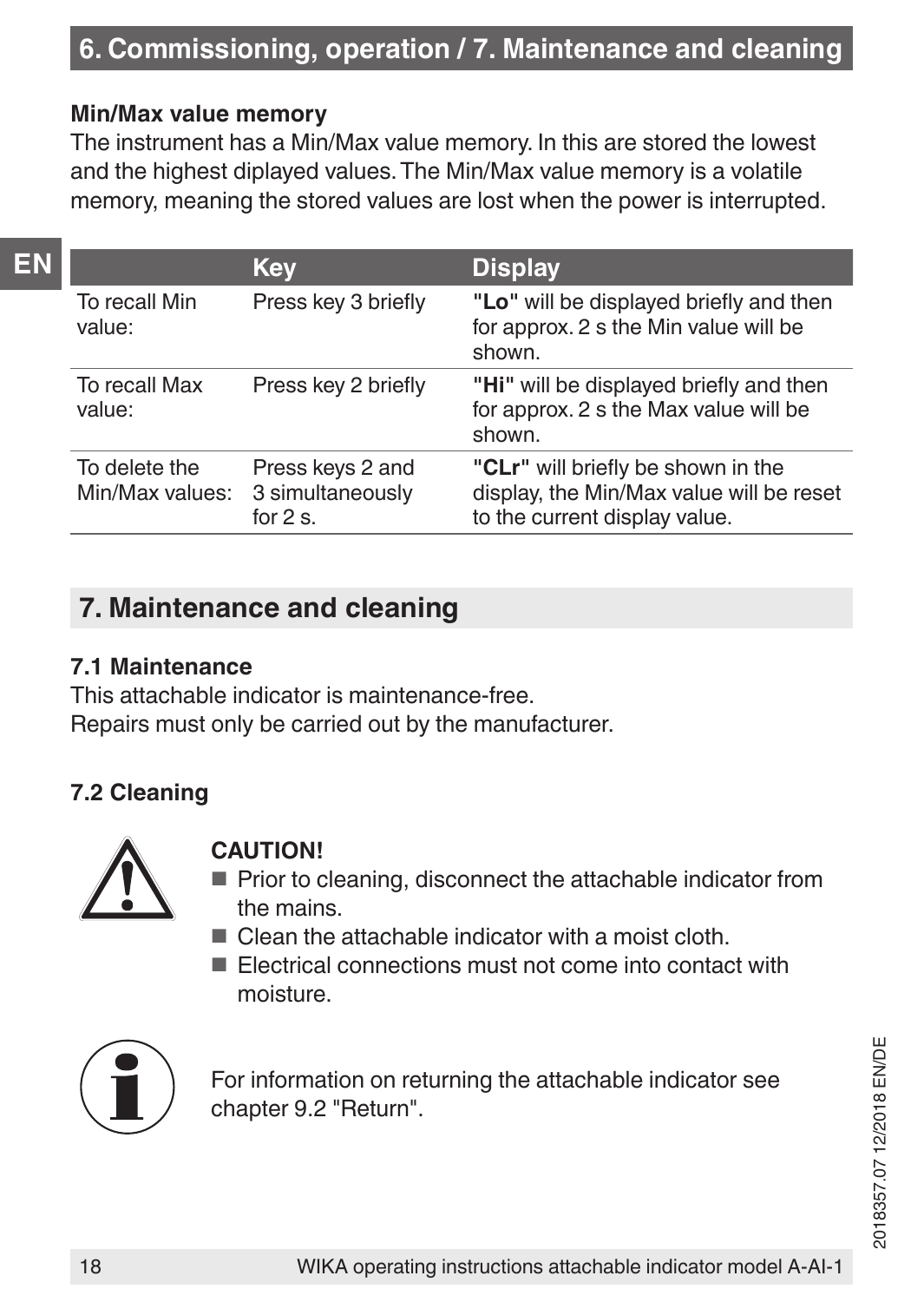#### Min/Max value memory

The instrument has a Min/Max value memory. In this are stored the lowest and the highest diplayed values. The Min/Max value memory is a volatile memory, meaning the stored values are lost when the power is interrupted.

| | Key | Display |
|---|---|---|
| To recall Min value: | Press key 3 briefly | **"Lo"** will be displayed briefly and then for approx. 2 s the Min value will be shown. |
| To recall Max value: | Press key 2 briefly | **"Hi"** will be displayed briefly and then for approx. 2 s the Max value will be shown. |
| To delete the Min/Max values: | Press keys 2 and 3 simultaneously for 2 s. | **"CLr"** will briefly be shown in the display, the Min/Max value will be reset to the current display value. |

## 7. Maintenance and cleaning

### 7.1 Maintenance

This attachable indicator is maintenance-free.
Repairs must only be carried out by the manufacturer.

### 7.2 Cleaning

**CAUTION!**

- Prior to cleaning, disconnect the attachable indicator from the mains.
- Clean the attachable indicator with a moist cloth.
- Electrical connections must not come into contact with moisture.

For information on returning the attachable indicator see chapter 9.2 "Return".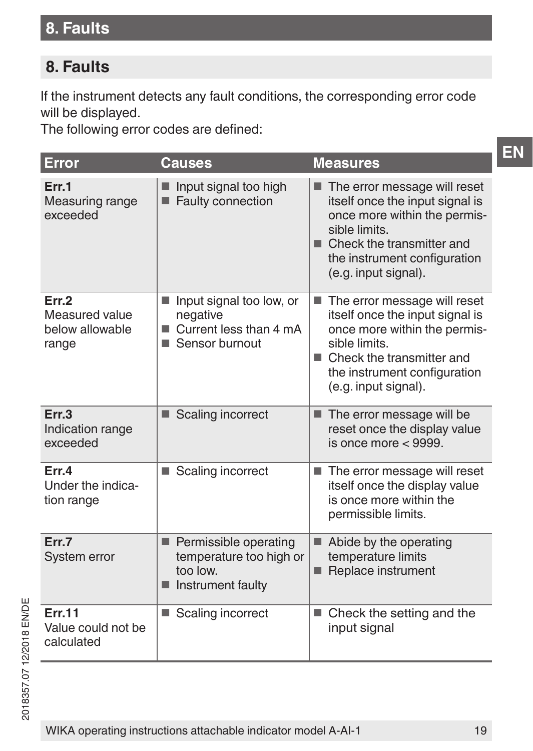## 8. Faults

If the instrument detects any fault conditions, the corresponding error code will be displayed.
The following error codes are defined:

| Error | Causes | Measures |
|---|---|---|
| **Err.1**<br>Measuring range exceeded | ■ Input signal too high<br>■ Faulty connection | ■ The error message will reset itself once the input signal is once more within the permissible limits.<br>■ Check the transmitter and the instrument configuration (e.g. input signal). |
| **Err.2**<br>Measured value below allowable range | ■ Input signal too low, or negative<br>■ Current less than 4 mA<br>■ Sensor burnout | ■ The error message will reset itself once the input signal is once more within the permissible limits.<br>■ Check the transmitter and the instrument configuration (e.g. input signal). |
| **Err.3**<br>Indication range exceeded | ■ Scaling incorrect | ■ The error message will be reset once the display value is once more < 9999. |
| **Err.4**<br>Under the indication range | ■ Scaling incorrect | ■ The error message will reset itself once the display value is once more within the permissible limits. |
| **Err.7**<br>System error | ■ Permissible operating temperature too high or too low.<br>■ Instrument faulty | ■ Abide by the operating temperature limits<br>■ Replace instrument |
| **Err.11**<br>Value could not be calculated | ■ Scaling incorrect | ■ Check the setting and the input signal |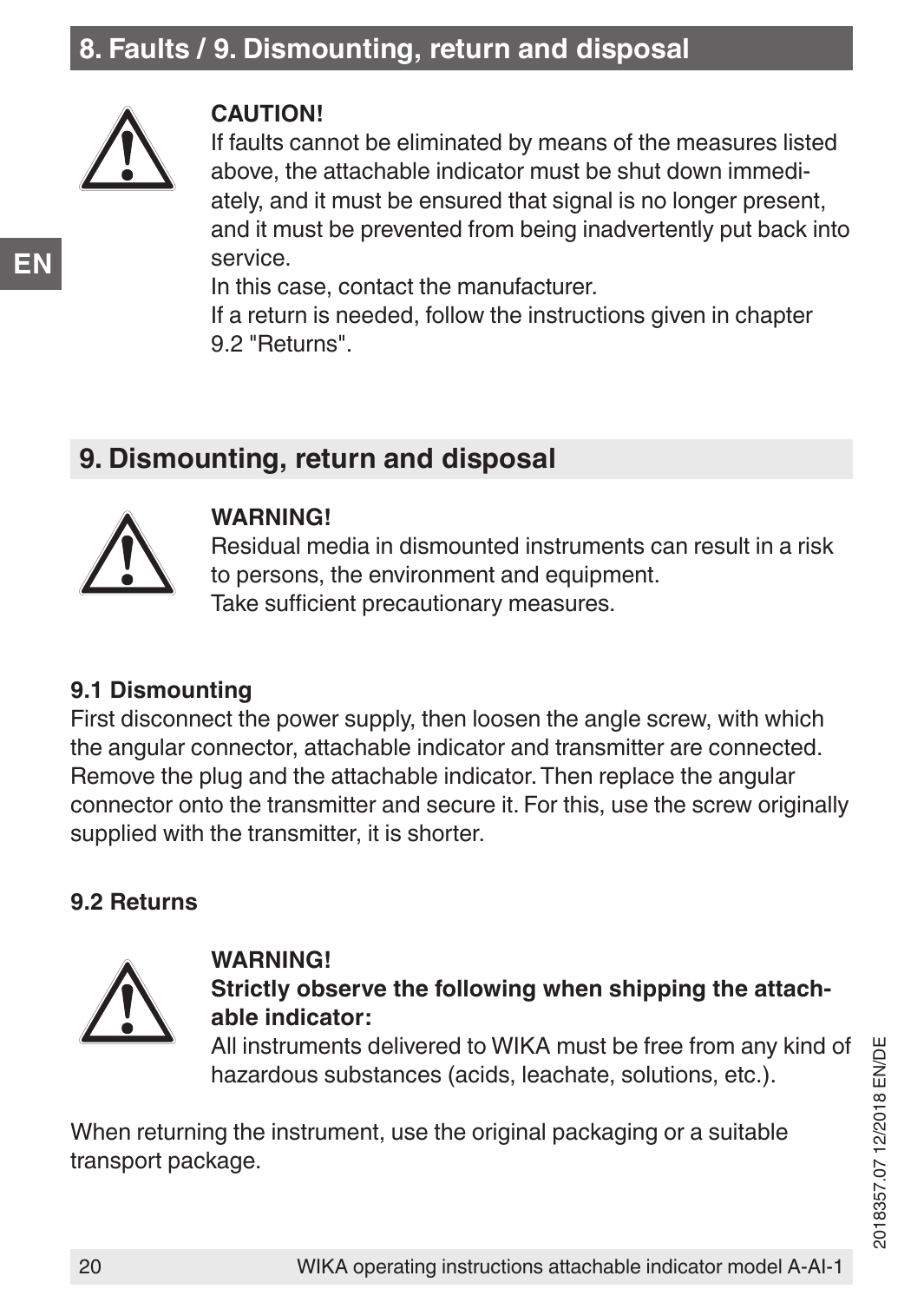**CAUTION!**
If faults cannot be eliminated by means of the measures listed above, the attachable indicator must be shut down immediately, and it must be ensured that signal is no longer present, and it must be prevented from being inadvertently put back into service.
In this case, contact the manufacturer.
If a return is needed, follow the instructions given in chapter 9.2 "Returns".

## 9. Dismounting, return and disposal

**WARNING!**
Residual media in dismounted instruments can result in a risk to persons, the environment and equipment.
Take sufficient precautionary measures.

### 9.1 Dismounting

First disconnect the power supply, then loosen the angle screw, with which the angular connector, attachable indicator and transmitter are connected. Remove the plug and the attachable indicator. Then replace the angular connector onto the transmitter and secure it. For this, use the screw originally supplied with the transmitter, it is shorter.

### 9.2 Returns

**WARNING!**
**Strictly observe the following when shipping the attachable indicator:**
All instruments delivered to WIKA must be free from any kind of hazardous substances (acids, leachate, solutions, etc.).

When returning the instrument, use the original packaging or a suitable transport package.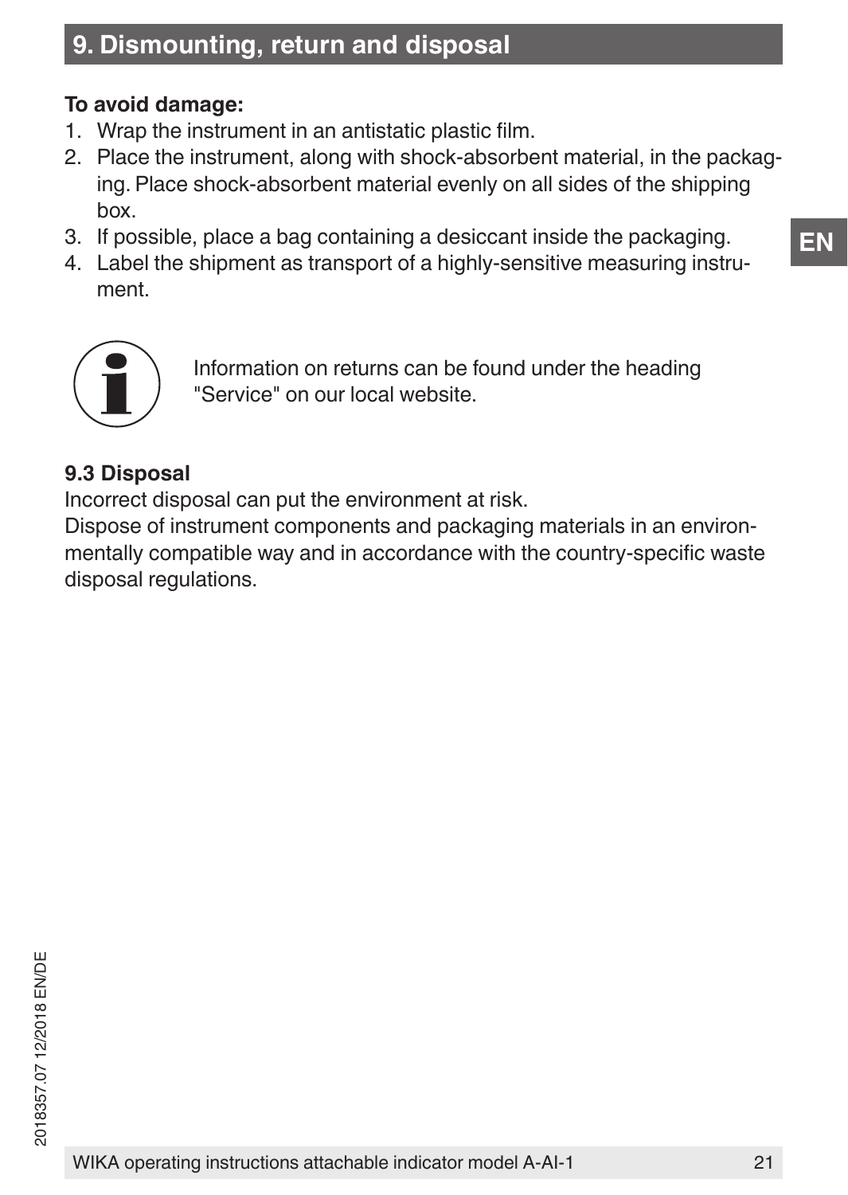## 9. Dismounting, return and disposal

**To avoid damage:**

1. Wrap the instrument in an antistatic plastic film.
2. Place the instrument, along with shock-absorbent material, in the packaging. Place shock-absorbent material evenly on all sides of the shipping box.
3. If possible, place a bag containing a desiccant inside the packaging.
4. Label the shipment as transport of a highly-sensitive measuring instrument.

Information on returns can be found under the heading "Service" on our local website.

### 9.3 Disposal

Incorrect disposal can put the environment at risk.
Dispose of instrument components and packaging materials in an environmentally compatible way and in accordance with the country-specific waste disposal regulations.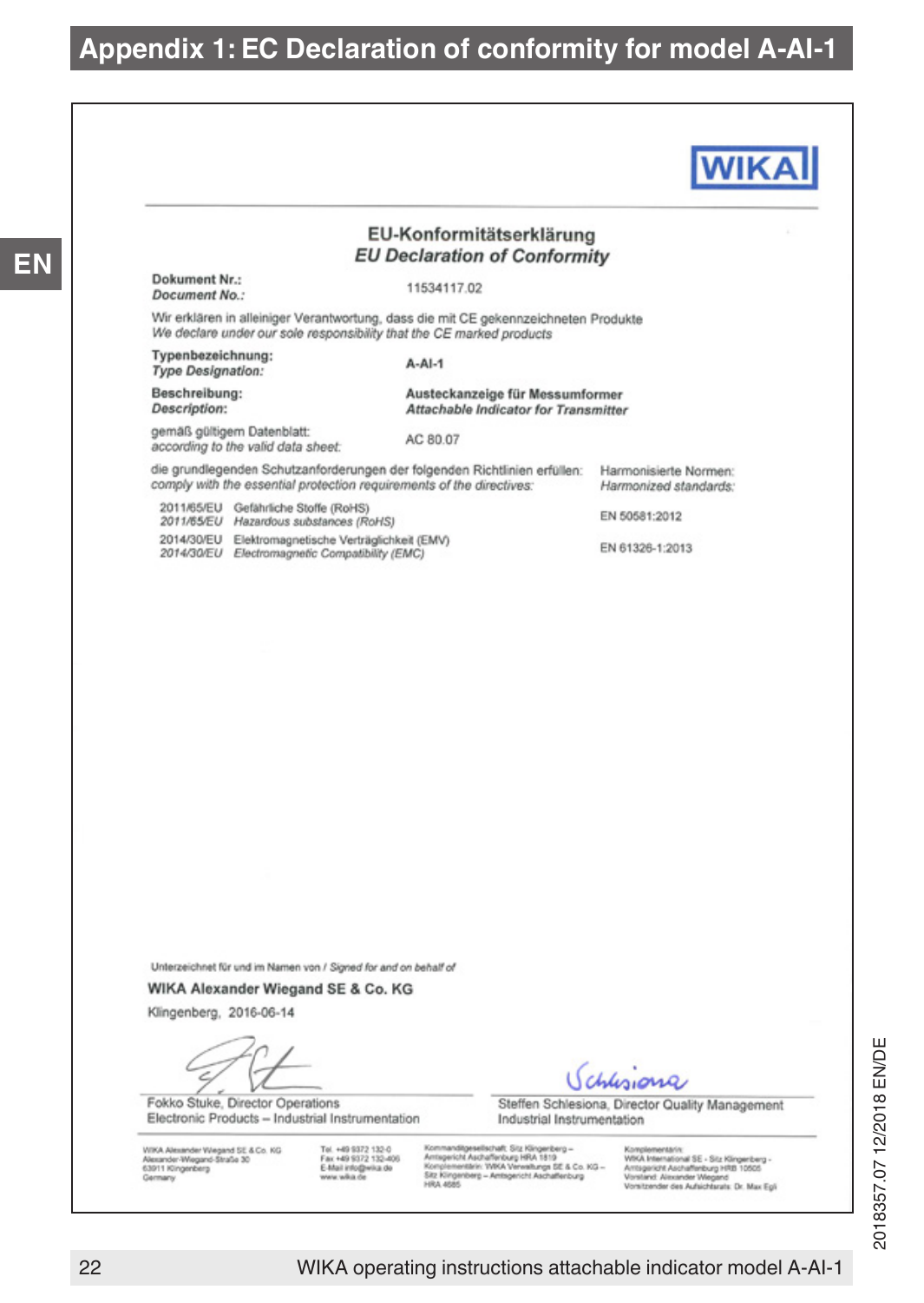# Appendix 1: EC Declaration of conformity for model A-AI-1

WIKA

## EU-Konformitätserklärung
## *EU Declaration of Conformity*

**Dokument Nr.:**
***Document No.:*** 11534117.02

Wir erklären in alleiniger Verantwortung, dass die mit CE gekennzeichneten Produkte
*We declare under our sole responsibility that the CE marked products*

| | |
|---|---|
| **Typenbezeichnung:** ***Type Designation:*** | **A-AI-1** |
| **Beschreibung:** ***Description:*** | **Austeckanzeige für Messumformer** ***Attachable Indicator for Transmitter*** |
| gemäß gültigem Datenblatt: *according to the valid data sheet:* | AC 80.07 |

| die grundlegenden Schutzanforderungen der folgenden Richtlinien erfüllen: *comply with the essential protection requirements of the directives:* | | Harmonisierte Normen: *Harmonized standards:* |
|---|---|---|
| 2011/65/EU *2011/65/EU* | Gefährliche Stoffe (RoHS) *Hazardous substances (RoHS)* | EN 50581:2012 |
| 2014/30/EU *2014/30/EU* | Elektromagnetische Verträglichkeit (EMV) *Electromagnetic Compatibility (EMC)* | EN 61326-1:2013 |

Unterzeichnet für und im Namen von / *Signed for and on behalf of*

**WIKA Alexander Wiegand SE & Co. KG**

Klingenberg, 2016-06-14

| | |
|---|---|
| Fokko Stuke, Director Operations Electronic Products – Industrial Instrumentation | Steffen Schlesiona, Director Quality Management Industrial Instrumentation |

WIKA Alexander Wiegand SE & Co. KG
Alexander-Wiegand-Straße 30
63911 Klingenberg
Germany

Tel. +49 9372 132-0
Fax +49 9372 132-406
E-Mail info@wika.de
www.wika.de

Kommanditgesellschaft: Sitz Klingenberg – Amtsgericht Aschaffenburg HRA 1819
Komplementärin: WIKA Verwaltungs SE & Co. KG – Sitz Klingenberg – Amtsgericht Aschaffenburg HRA 4685

Komplementärin: WIKA International SE - Sitz Klingenberg - Amtsgericht Aschaffenburg HRB 10505
Vorstand: Alexander Wiegand
Vorsitzender des Aufsichtsrats: Dr. Max Egli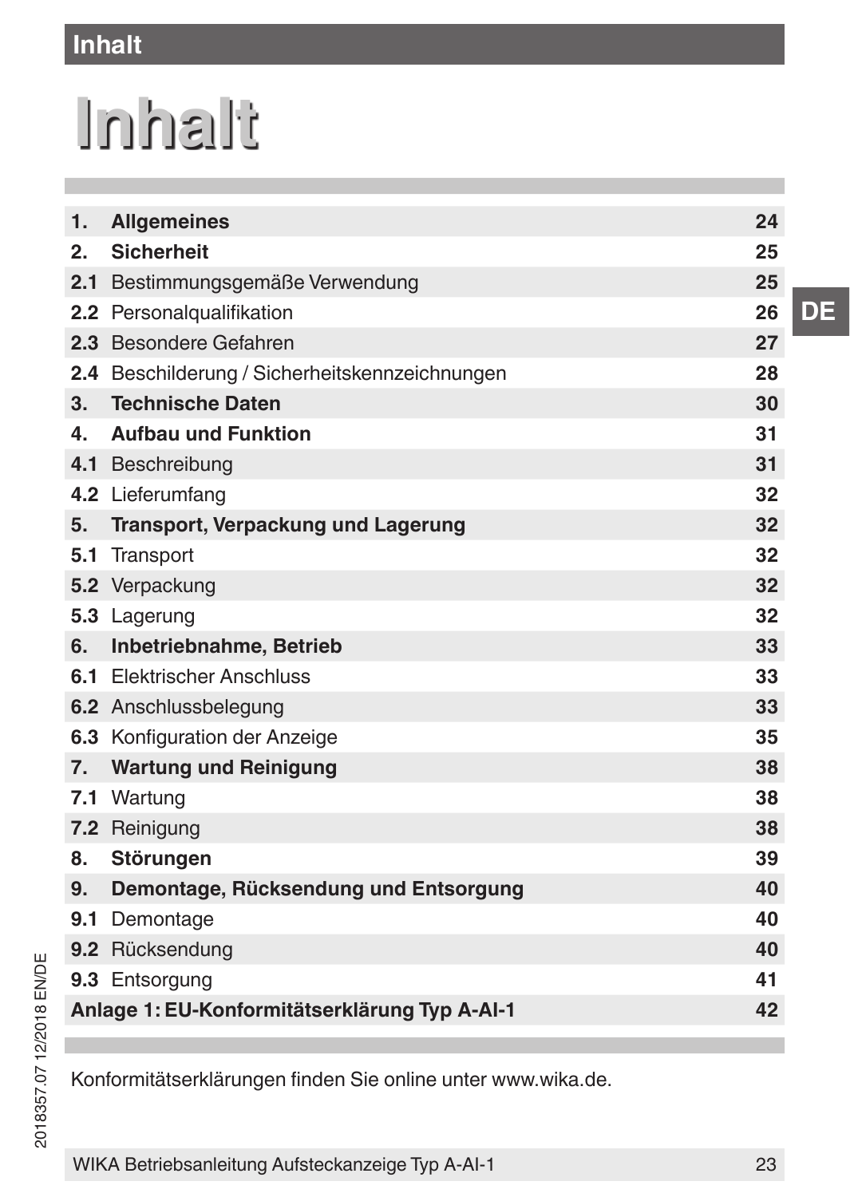# Inhalt

| | | |
|---|---|---|
| **1.** | **Allgemeines** | **24** |
| **2.** | **Sicherheit** | **25** |
| **2.1** | Bestimmungsgemäße Verwendung | **25** |
| **2.2** | Personalqualifikation | **26** |
| **2.3** | Besondere Gefahren | **27** |
| **2.4** | Beschilderung / Sicherheitskennzeichnungen | **28** |
| **3.** | **Technische Daten** | **30** |
| **4.** | **Aufbau und Funktion** | **31** |
| **4.1** | Beschreibung | **31** |
| **4.2** | Lieferumfang | **32** |
| **5.** | **Transport, Verpackung und Lagerung** | **32** |
| **5.1** | Transport | **32** |
| **5.2** | Verpackung | **32** |
| **5.3** | Lagerung | **32** |
| **6.** | **Inbetriebnahme, Betrieb** | **33** |
| **6.1** | Elektrischer Anschluss | **33** |
| **6.2** | Anschlussbelegung | **33** |
| **6.3** | Konfiguration der Anzeige | **35** |
| **7.** | **Wartung und Reinigung** | **38** |
| **7.1** | Wartung | **38** |
| **7.2** | Reinigung | **38** |
| **8.** | **Störungen** | **39** |
| **9.** | **Demontage, Rücksendung und Entsorgung** | **40** |
| **9.1** | Demontage | **40** |
| **9.2** | Rücksendung | **40** |
| **9.3** | Entsorgung | **41** |
| **Anlage 1: EU-Konformitätserklärung Typ A-AI-1** | | **42** |

Konformitätserklärungen finden Sie online unter www.wika.de.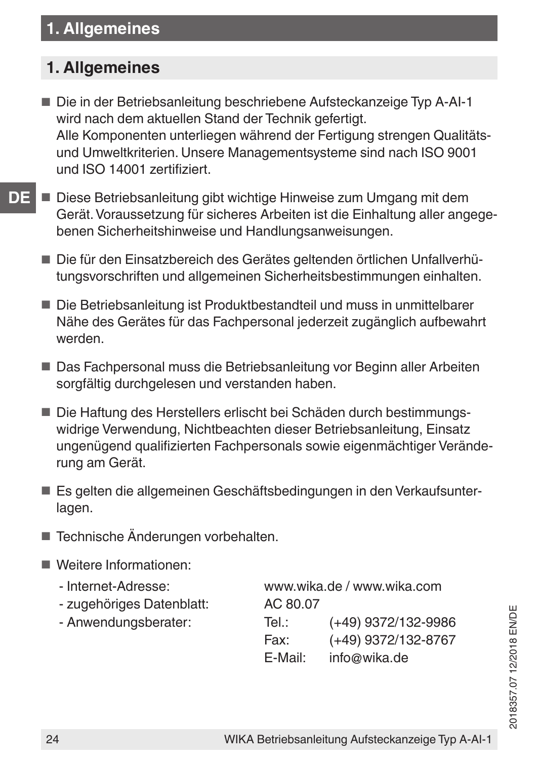# 1. Allgemeines

- Die in der Betriebsanleitung beschriebene Aufsteckanzeige Typ A-AI-1 wird nach dem aktuellen Stand der Technik gefertigt.
  Alle Komponenten unterliegen während der Fertigung strengen Qualitäts- und Umweltkriterien. Unsere Managementsysteme sind nach ISO 9001 und ISO 14001 zertifiziert.

- Diese Betriebsanleitung gibt wichtige Hinweise zum Umgang mit dem Gerät. Voraussetzung für sicheres Arbeiten ist die Einhaltung aller angegebenen Sicherheitshinweise und Handlungsanweisungen.

- Die für den Einsatzbereich des Gerätes geltenden örtlichen Unfallverhütungsvorschriften und allgemeinen Sicherheitsbestimmungen einhalten.

- Die Betriebsanleitung ist Produktbestandteil und muss in unmittelbarer Nähe des Gerätes für das Fachpersonal jederzeit zugänglich aufbewahrt werden.

- Das Fachpersonal muss die Betriebsanleitung vor Beginn aller Arbeiten sorgfältig durchgelesen und verstanden haben.

- Die Haftung des Herstellers erlischt bei Schäden durch bestimmungswidrige Verwendung, Nichtbeachten dieser Betriebsanleitung, Einsatz ungenügend qualifizierten Fachpersonals sowie eigenmächtiger Veränderung am Gerät.

- Es gelten die allgemeinen Geschäftsbedingungen in den Verkaufsunterlagen.

- Technische Änderungen vorbehalten.

- Weitere Informationen:

| | | |
|---|---|---|
| - Internet-Adresse: | www.wika.de / www.wika.com | |
| - zugehöriges Datenblatt: | AC 80.07 | |
| - Anwendungsberater: | Tel.: | (+49) 9372/132-9986 |
| | Fax: | (+49) 9372/132-8767 |
| | E-Mail: | info@wika.de |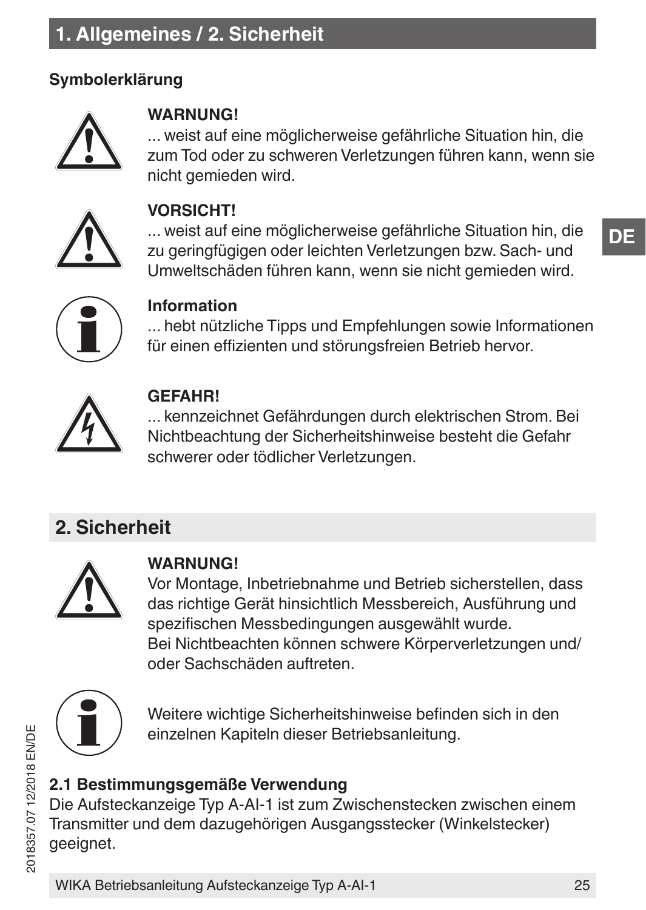# 1. Allgemeines / 2. Sicherheit

**Symbolerklärung**

**WARNUNG!**
... weist auf eine möglicherweise gefährliche Situation hin, die zum Tod oder zu schweren Verletzungen führen kann, wenn sie nicht gemieden wird.

**VORSICHT!**
... weist auf eine möglicherweise gefährliche Situation hin, die zu geringfügigen oder leichten Verletzungen bzw. Sach- und Umweltschäden führen kann, wenn sie nicht gemieden wird.

**Information**
... hebt nützliche Tipps und Empfehlungen sowie Informationen für einen effizienten und störungsfreien Betrieb hervor.

**GEFAHR!**
... kennzeichnet Gefährdungen durch elektrischen Strom. Bei Nichtbeachtung der Sicherheitshinweise besteht die Gefahr schwerer oder tödlicher Verletzungen.

## 2. Sicherheit

**WARNUNG!**
Vor Montage, Inbetriebnahme und Betrieb sicherstellen, dass das richtige Gerät hinsichtlich Messbereich, Ausführung und spezifischen Messbedingungen ausgewählt wurde.
Bei Nichtbeachten können schwere Körperverletzungen und/oder Sachschäden auftreten.

Weitere wichtige Sicherheitshinweise befinden sich in den einzelnen Kapiteln dieser Betriebsanleitung.

### 2.1 Bestimmungsgemäße Verwendung

Die Aufsteckanzeige Typ A-AI-1 ist zum Zwischenstecken zwischen einem Transmitter und dem dazugehörigen Ausgangsstecker (Winkelstecker) geeignet.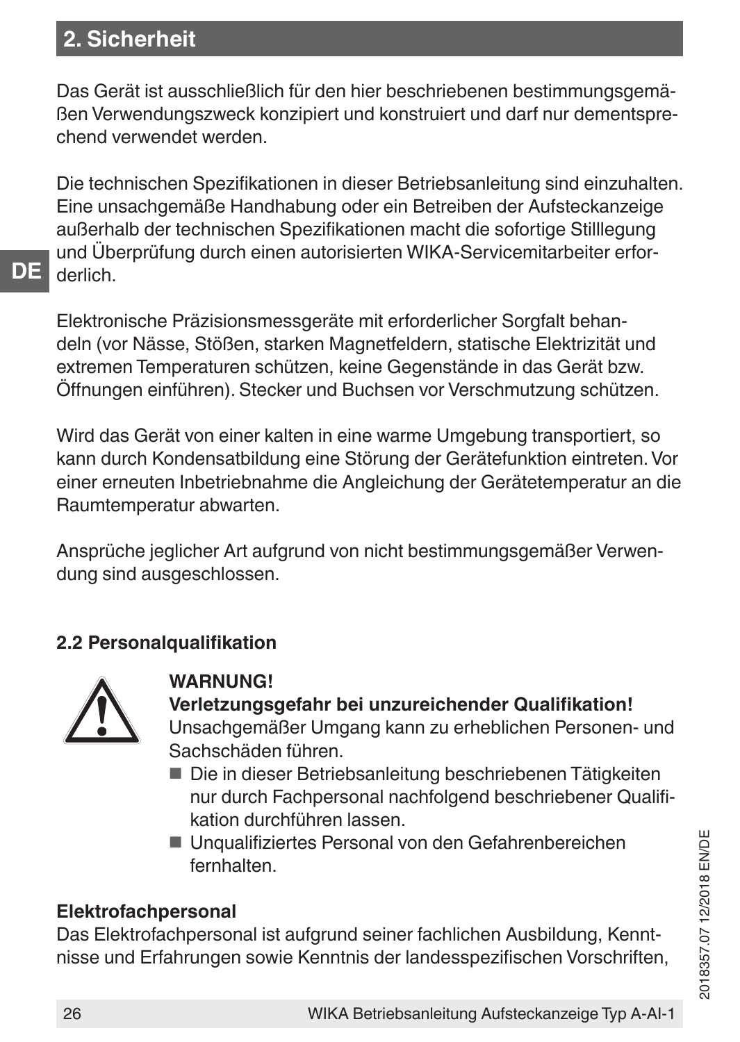## 2. Sicherheit

Das Gerät ist ausschließlich für den hier beschriebenen bestimmungsgemäßen Verwendungszweck konzipiert und konstruiert und darf nur dementsprechend verwendet werden.

Die technischen Spezifikationen in dieser Betriebsanleitung sind einzuhalten. Eine unsachgemäße Handhabung oder ein Betreiben der Aufsteckanzeige außerhalb der technischen Spezifikationen macht die sofortige Stilllegung und Überprüfung durch einen autorisierten WIKA-Servicemitarbeiter erforderlich.

Elektronische Präzisionsmessgeräte mit erforderlicher Sorgfalt behandeln (vor Nässe, Stößen, starken Magnetfeldern, statische Elektrizität und extremen Temperaturen schützen, keine Gegenstände in das Gerät bzw. Öffnungen einführen). Stecker und Buchsen vor Verschmutzung schützen.

Wird das Gerät von einer kalten in eine warme Umgebung transportiert, so kann durch Kondensatbildung eine Störung der Gerätefunktion eintreten. Vor einer erneuten Inbetriebnahme die Angleichung der Gerätetemperatur an die Raumtemperatur abwarten.

Ansprüche jeglicher Art aufgrund von nicht bestimmungsgemäßer Verwendung sind ausgeschlossen.

### 2.2 Personalqualifikation

**WARNUNG!**
**Verletzungsgefahr bei unzureichender Qualifikation!**
Unsachgemäßer Umgang kann zu erheblichen Personen- und Sachschäden führen.

- Die in dieser Betriebsanleitung beschriebenen Tätigkeiten nur durch Fachpersonal nachfolgend beschriebener Qualifikation durchführen lassen.
- Unqualifiziertes Personal von den Gefahrenbereichen fernhalten.

**Elektrofachpersonal**
Das Elektrofachpersonal ist aufgrund seiner fachlichen Ausbildung, Kenntnisse und Erfahrungen sowie Kenntnis der landesspezifischen Vorschriften,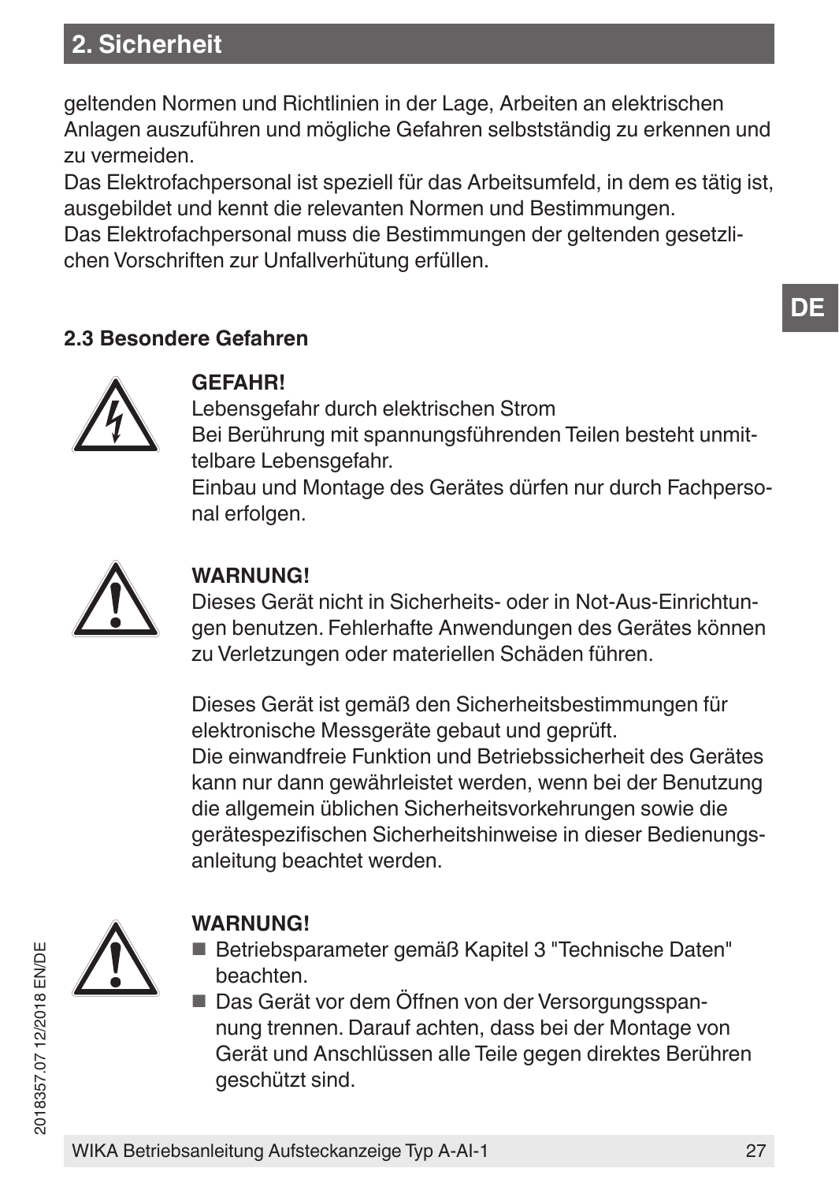geltenden Normen und Richtlinien in der Lage, Arbeiten an elektrischen Anlagen auszuführen und mögliche Gefahren selbstständig zu erkennen und zu vermeiden.
Das Elektrofachpersonal ist speziell für das Arbeitsumfeld, in dem es tätig ist, ausgebildet und kennt die relevanten Normen und Bestimmungen.
Das Elektrofachpersonal muss die Bestimmungen der geltenden gesetzlichen Vorschriften zur Unfallverhütung erfüllen.

### 2.3 Besondere Gefahren

**GEFAHR!**
Lebensgefahr durch elektrischen Strom
Bei Berührung mit spannungsführenden Teilen besteht unmittelbare Lebensgefahr.
Einbau und Montage des Gerätes dürfen nur durch Fachpersonal erfolgen.

**WARNUNG!**
Dieses Gerät nicht in Sicherheits- oder in Not-Aus-Einrichtungen benutzen. Fehlerhafte Anwendungen des Gerätes können zu Verletzungen oder materiellen Schäden führen.

Dieses Gerät ist gemäß den Sicherheitsbestimmungen für elektronische Messgeräte gebaut und geprüft.
Die einwandfreie Funktion und Betriebssicherheit des Gerätes kann nur dann gewährleistet werden, wenn bei der Benutzung die allgemein üblichen Sicherheitsvorkehrungen sowie die gerätespezifischen Sicherheitshinweise in dieser Bedienungsanleitung beachtet werden.

**WARNUNG!**
- Betriebsparameter gemäß Kapitel 3 "Technische Daten" beachten.
- Das Gerät vor dem Öffnen von der Versorgungsspannung trennen. Darauf achten, dass bei der Montage von Gerät und Anschlüssen alle Teile gegen direktes Berühren geschützt sind.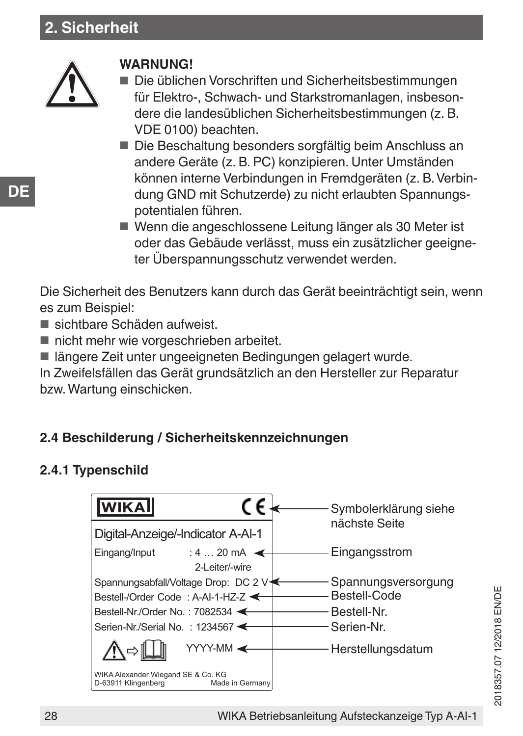## 2. Sicherheit

**WARNUNG!**

- Die üblichen Vorschriften und Sicherheitsbestimmungen für Elektro-, Schwach- und Starkstromanlagen, insbesondere die landesüblichen Sicherheitsbestimmungen (z. B. VDE 0100) beachten.
- Die Beschaltung besonders sorgfältig beim Anschluss an andere Geräte (z. B. PC) konzipieren. Unter Umständen können interne Verbindungen in Fremdgeräten (z. B. Verbindung GND mit Schutzerde) zu nicht erlaubten Spannungspotentialen führen.
- Wenn die angeschlossene Leitung länger als 30 Meter ist oder das Gebäude verlässt, muss ein zusätzlicher geeigneter Überspannungsschutz verwendet werden.

Die Sicherheit des Benutzers kann durch das Gerät beeinträchtigt sein, wenn es zum Beispiel:

- sichtbare Schäden aufweist.
- nicht mehr wie vorgeschrieben arbeitet.
- längere Zeit unter ungeeigneten Bedingungen gelagert wurde.

In Zweifelsfällen das Gerät grundsätzlich an den Hersteller zur Reparatur bzw. Wartung einschicken.

### 2.4 Beschilderung / Sicherheitskennzeichnungen

#### 2.4.1 Typenschild

WIKA CE

Digital-Anzeige/-Indicator A-AI-1

| Typenschild | Erklärung |
|---|---|
| CE | Symbolerklärung siehe nächste Seite |
| Eingang/Input : 4 … 20 mA, 2-Leiter/-wire | Eingangsstrom |
| Spannungsabfall/Voltage Drop: DC 2 V | Spannungsversorgung |
| Bestell-/Order Code : A-AI-1-HZ-Z | Bestell-Code |
| Bestell-Nr./Order No. : 7082534 | Bestell-Nr. |
| Serien-Nr./Serial No. : 1234567 | Serien-Nr. |
| YYYY-MM | Herstellungsdatum |

WIKA Alexander Wiegand SE & Co. KG
D-63911 Klingenberg — Made in Germany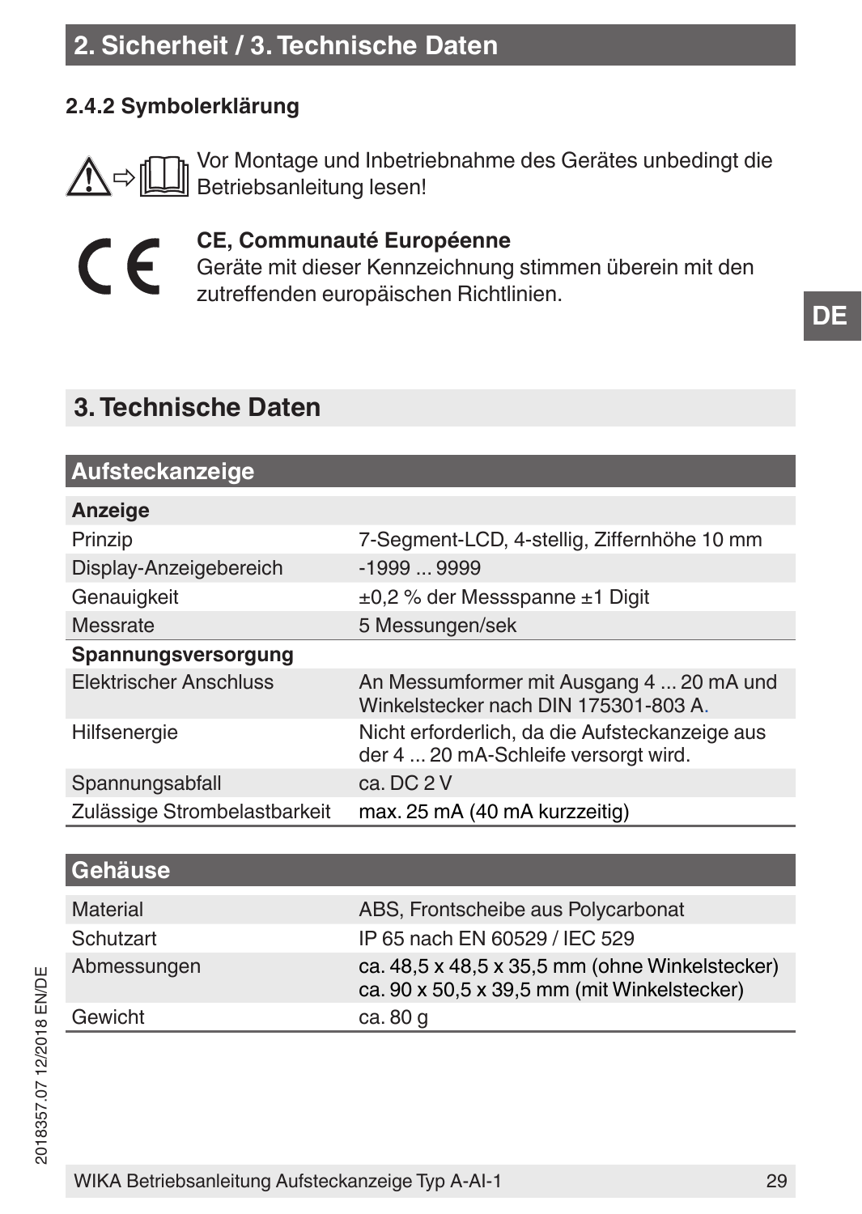## 2.4.2 Symbolerklärung

Vor Montage und Inbetriebnahme des Gerätes unbedingt die Betriebsanleitung lesen!

**CE, Communauté Européenne**
Geräte mit dieser Kennzeichnung stimmen überein mit den zutreffenden europäischen Richtlinien.

# 3. Technische Daten

| Aufsteckanzeige | |
|---|---|
| **Anzeige** | |
| Prinzip | 7-Segment-LCD, 4-stellig, Ziffernhöhe 10 mm |
| Display-Anzeigebereich | -1999 ... 9999 |
| Genauigkeit | ±0,2 % der Messspanne ±1 Digit |
| Messrate | 5 Messungen/sek |
| **Spannungsversorgung** | |
| Elektrischer Anschluss | An Messumformer mit Ausgang 4 ... 20 mA und Winkelstecker nach DIN 175301-803 A. |
| Hilfsenergie | Nicht erforderlich, da die Aufsteckanzeige aus der 4 ... 20 mA-Schleife versorgt wird. |
| Spannungsabfall | ca. DC 2 V |
| Zulässige Strombelastbarkeit | max. 25 mA (40 mA kurzzeitig) |

| Gehäuse | |
|---|---|
| Material | ABS, Frontscheibe aus Polycarbonat |
| Schutzart | IP 65 nach EN 60529 / IEC 529 |
| Abmessungen | ca. 48,5 x 48,5 x 35,5 mm (ohne Winkelstecker)<br>ca. 90 x 50,5 x 39,5 mm (mit Winkelstecker) |
| Gewicht | ca. 80 g |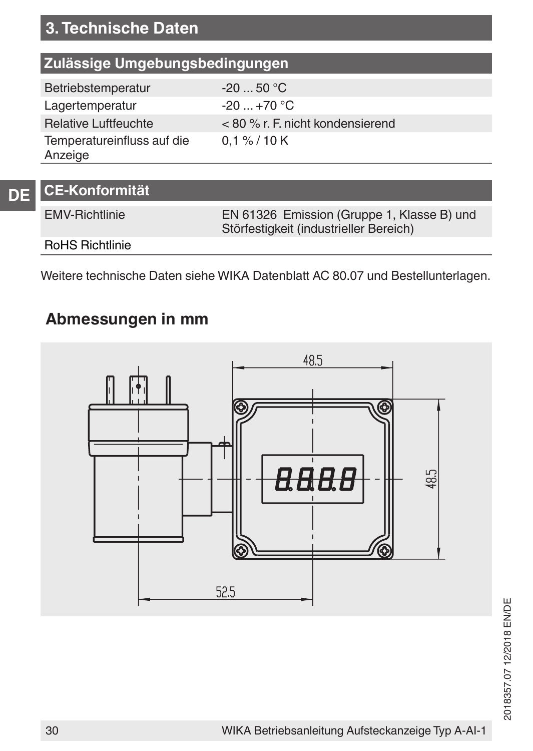# 3. Technische Daten

| Zulässige Umgebungsbedingungen | |
|---|---|
| Betriebstemperatur | -20 ... 50 °C |
| Lagertemperatur | -20 ... +70 °C |
| Relative Luftfeuchte | < 80 % r. F. nicht kondensierend |
| Temperatureinfluss auf die Anzeige | 0,1 % / 10 K |

| CE-Konformität | |
|---|---|
| EMV-Richtlinie | EN 61326 Emission (Gruppe 1, Klasse B) und Störfestigkeit (industrieller Bereich) |
| RoHS Richtlinie | |

Weitere technische Daten siehe WIKA Datenblatt AC 80.07 und Bestellunterlagen.

## Abmessungen in mm

48.5

48.5

52.5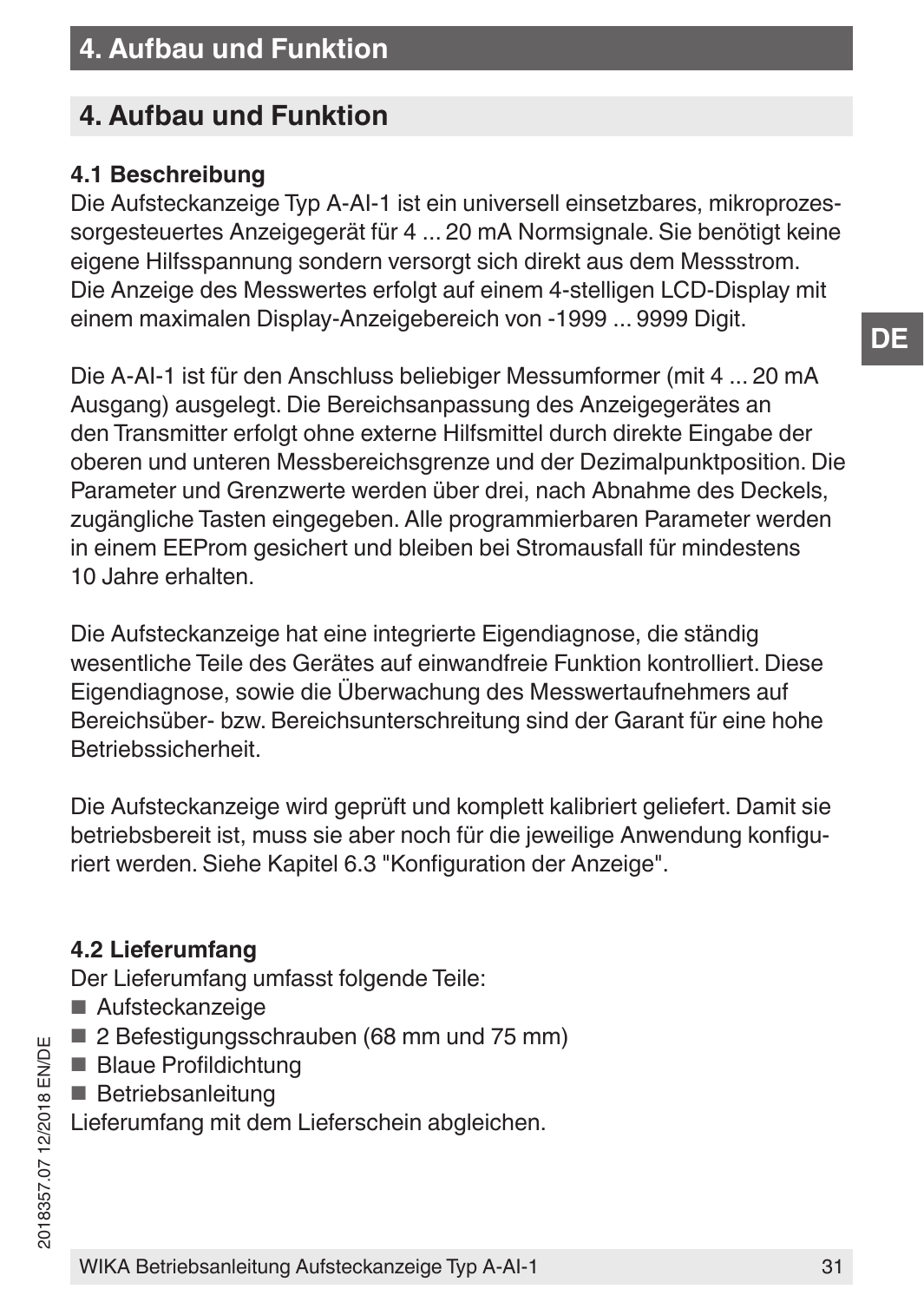## 4. Aufbau und Funktion

### 4.1 Beschreibung

Die Aufsteckanzeige Typ A-AI-1 ist ein universell einsetzbares, mikroprozessorgesteuertes Anzeigegerät für 4 ... 20 mA Normsignale. Sie benötigt keine eigene Hilfsspannung sondern versorgt sich direkt aus dem Messstrom. Die Anzeige des Messwertes erfolgt auf einem 4-stelligen LCD-Display mit einem maximalen Display-Anzeigebereich von -1999 ... 9999 Digit.

Die A-AI-1 ist für den Anschluss beliebiger Messumformer (mit 4 ... 20 mA Ausgang) ausgelegt. Die Bereichsanpassung des Anzeigegerätes an den Transmitter erfolgt ohne externe Hilfsmittel durch direkte Eingabe der oberen und unteren Messbereichsgrenze und der Dezimalpunktposition. Die Parameter und Grenzwerte werden über drei, nach Abnahme des Deckels, zugängliche Tasten eingegeben. Alle programmierbaren Parameter werden in einem EEProm gesichert und bleiben bei Stromausfall für mindestens 10 Jahre erhalten.

Die Aufsteckanzeige hat eine integrierte Eigendiagnose, die ständig wesentliche Teile des Gerätes auf einwandfreie Funktion kontrolliert. Diese Eigendiagnose, sowie die Überwachung des Messwertaufnehmers auf Bereichsüber- bzw. Bereichsunterschreitung sind der Garant für eine hohe Betriebssicherheit.

Die Aufsteckanzeige wird geprüft und komplett kalibriert geliefert. Damit sie betriebsbereit ist, muss sie aber noch für die jeweilige Anwendung konfiguriert werden. Siehe Kapitel 6.3 "Konfiguration der Anzeige".

### 4.2 Lieferumfang

Der Lieferumfang umfasst folgende Teile:

- Aufsteckanzeige
- 2 Befestigungsschrauben (68 mm und 75 mm)
- Blaue Profildichtung
- Betriebsanleitung

Lieferumfang mit dem Lieferschein abgleichen.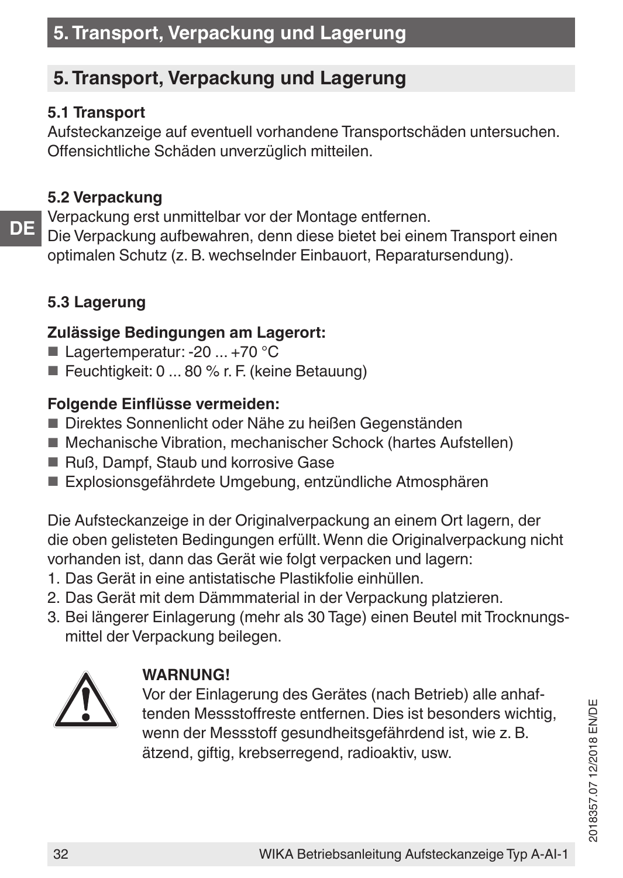# 5. Transport, Verpackung und Lagerung

### 5.1 Transport

Aufsteckanzeige auf eventuell vorhandene Transportschäden untersuchen. Offensichtliche Schäden unverzüglich mitteilen.

### 5.2 Verpackung

Verpackung erst unmittelbar vor der Montage entfernen.
Die Verpackung aufbewahren, denn diese bietet bei einem Transport einen optimalen Schutz (z. B. wechselnder Einbauort, Reparatursendung).

### 5.3 Lagerung

**Zulässige Bedingungen am Lagerort:**

- Lagertemperatur: -20 ... +70 °C
- Feuchtigkeit: 0 ... 80 % r. F. (keine Betauung)

**Folgende Einflüsse vermeiden:**

- Direktes Sonnenlicht oder Nähe zu heißen Gegenständen
- Mechanische Vibration, mechanischer Schock (hartes Aufstellen)
- Ruß, Dampf, Staub und korrosive Gase
- Explosionsgefährdete Umgebung, entzündliche Atmosphären

Die Aufsteckanzeige in der Originalverpackung an einem Ort lagern, der die oben gelisteten Bedingungen erfüllt. Wenn die Originalverpackung nicht vorhanden ist, dann das Gerät wie folgt verpacken und lagern:

1. Das Gerät in eine antistatische Plastikfolie einhüllen.
2. Das Gerät mit dem Dämmmaterial in der Verpackung platzieren.
3. Bei längerer Einlagerung (mehr als 30 Tage) einen Beutel mit Trocknungsmittel der Verpackung beilegen.

**WARNUNG!**
Vor der Einlagerung des Gerätes (nach Betrieb) alle anhaftenden Messstoffreste entfernen. Dies ist besonders wichtig, wenn der Messstoff gesundheitsgefährdend ist, wie z. B. ätzend, giftig, krebserregend, radioaktiv, usw.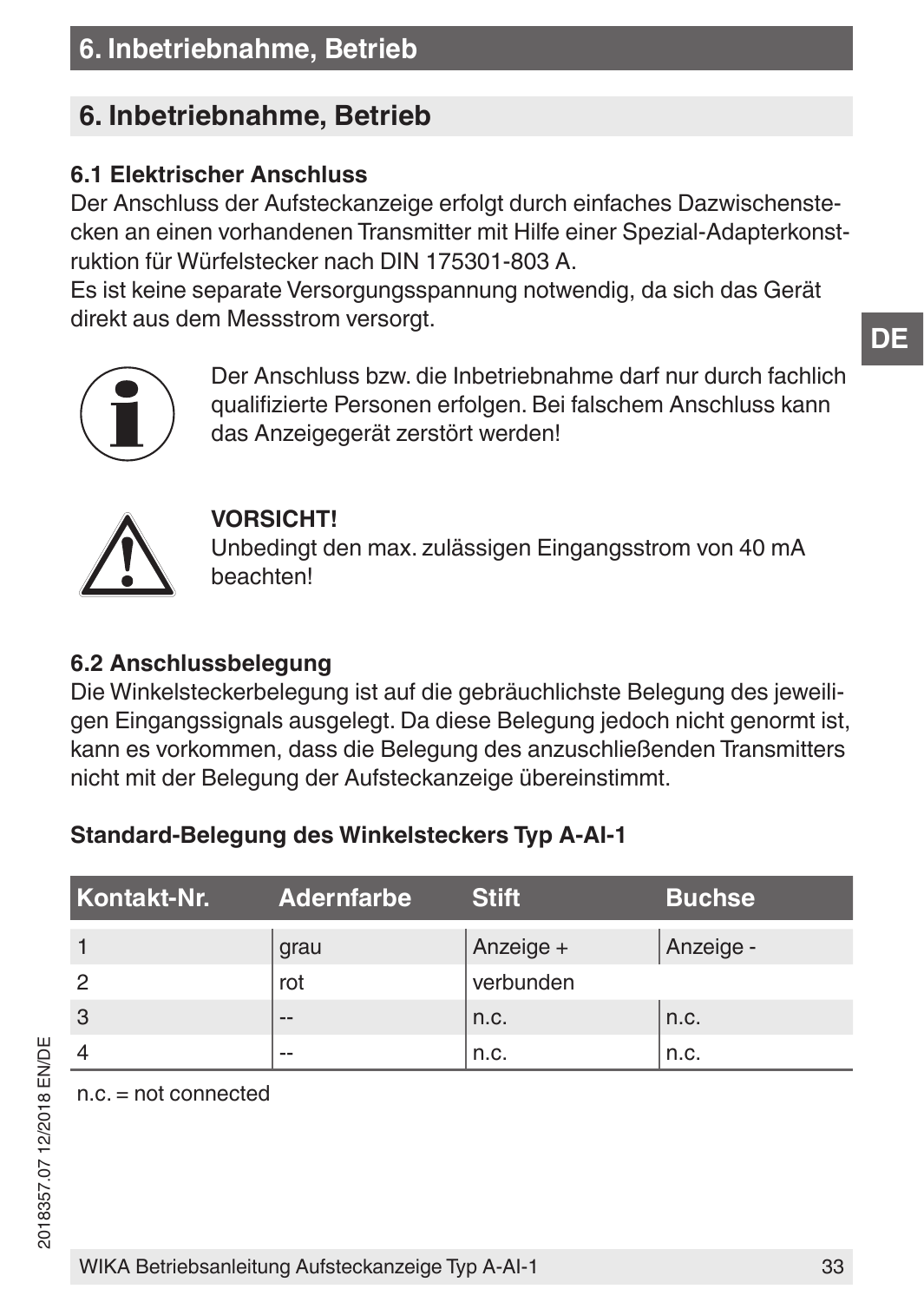## 6. Inbetriebnahme, Betrieb

### 6.1 Elektrischer Anschluss

Der Anschluss der Aufsteckanzeige erfolgt durch einfaches Dazwischenstecken an einen vorhandenen Transmitter mit Hilfe einer Spezial-Adapterkonstruktion für Würfelstecker nach DIN 175301-803 A.
Es ist keine separate Versorgungsspannung notwendig, da sich das Gerät direkt aus dem Messstrom versorgt.

Der Anschluss bzw. die Inbetriebnahme darf nur durch fachlich qualifizierte Personen erfolgen. Bei falschem Anschluss kann das Anzeigegerät zerstört werden!

**VORSICHT!**
Unbedingt den max. zulässigen Eingangsstrom von 40 mA beachten!

### 6.2 Anschlussbelegung

Die Winkelsteckerbelegung ist auf die gebräuchlichste Belegung des jeweiligen Eingangssignals ausgelegt. Da diese Belegung jedoch nicht genormt ist, kann es vorkommen, dass die Belegung des anzuschließenden Transmitters nicht mit der Belegung der Aufsteckanzeige übereinstimmt.

**Standard-Belegung des Winkelsteckers Typ A-AI-1**

| Kontakt-Nr. | Adernfarbe | Stift | Buchse |
|---|---|---|---|
| 1 | grau | Anzeige + | Anzeige - |
| 2 | rot | verbunden | |
| 3 | -- | n.c. | n.c. |
| 4 | -- | n.c. | n.c. |

n.c. = not connected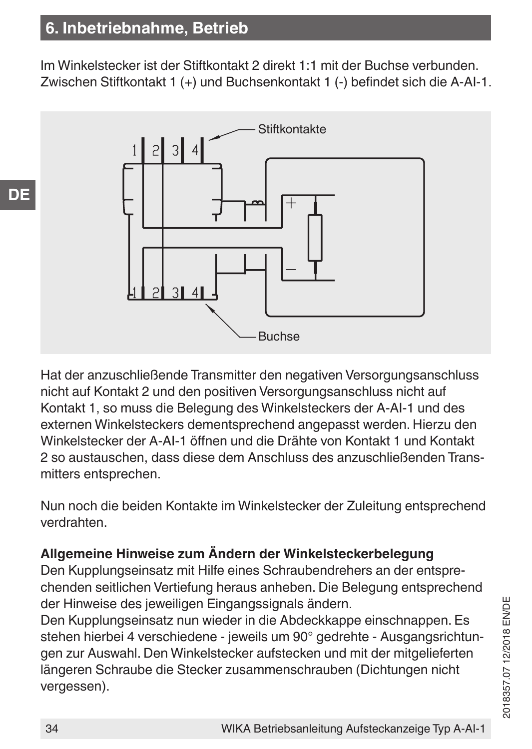## 6. Inbetriebnahme, Betrieb

Im Winkelstecker ist der Stiftkontakt 2 direkt 1:1 mit der Buchse verbunden. Zwischen Stiftkontakt 1 (+) und Buchsenkontakt 1 (-) befindet sich die A-AI-1.

Stiftkontakte

Buchse

Hat der anzuschließende Transmitter den negativen Versorgungsanschluss nicht auf Kontakt 2 und den positiven Versorgungsanschluss nicht auf Kontakt 1, so muss die Belegung des Winkelsteckers der A-AI-1 und des externen Winkelsteckers dementsprechend angepasst werden. Hierzu den Winkelstecker der A-AI-1 öffnen und die Drähte von Kontakt 1 und Kontakt 2 so austauschen, dass diese dem Anschluss des anzuschließenden Transmitters entsprechen.

Nun noch die beiden Kontakte im Winkelstecker der Zuleitung entsprechend verdrahten.

**Allgemeine Hinweise zum Ändern der Winkelsteckerbelegung**
Den Kupplungseinsatz mit Hilfe eines Schraubendrehers an der entsprechenden seitlichen Vertiefung heraus anheben. Die Belegung entsprechend der Hinweise des jeweiligen Eingangssignals ändern.
Den Kupplungseinsatz nun wieder in die Abdeckkappe einschnappen. Es stehen hierbei 4 verschiedene - jeweils um 90° gedrehte - Ausgangsrichtungen zur Auswahl. Den Winkelstecker aufstecken und mit der mitgelieferten längeren Schraube die Stecker zusammenschrauben (Dichtungen nicht vergessen).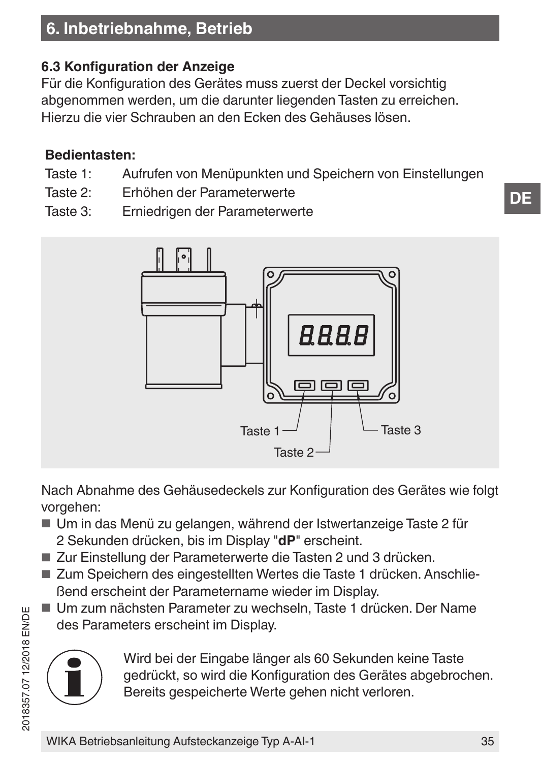# 6. Inbetriebnahme, Betrieb

### 6.3 Konfiguration der Anzeige

Für die Konfiguration des Gerätes muss zuerst der Deckel vorsichtig abgenommen werden, um die darunter liegenden Tasten zu erreichen. Hierzu die vier Schrauben an den Ecken des Gehäuses lösen.

**Bedientasten:**

| | |
|---|---|
| Taste 1: | Aufrufen von Menüpunkten und Speichern von Einstellungen |
| Taste 2: | Erhöhen der Parameterwerte |
| Taste 3: | Erniedrigen der Parameterwerte |

Taste 1
Taste 2
Taste 3

Nach Abnahme des Gehäusedeckels zur Konfiguration des Gerätes wie folgt vorgehen:

- Um in das Menü zu gelangen, während der Istwertanzeige Taste 2 für 2 Sekunden drücken, bis im Display "**dP**" erscheint.
- Zur Einstellung der Parameterwerte die Tasten 2 und 3 drücken.
- Zum Speichern des eingestellten Wertes die Taste 1 drücken. Anschließend erscheint der Parametername wieder im Display.
- Um zum nächsten Parameter zu wechseln, Taste 1 drücken. Der Name des Parameters erscheint im Display.

Wird bei der Eingabe länger als 60 Sekunden keine Taste gedrückt, so wird die Konfiguration des Gerätes abgebrochen. Bereits gespeicherte Werte gehen nicht verloren.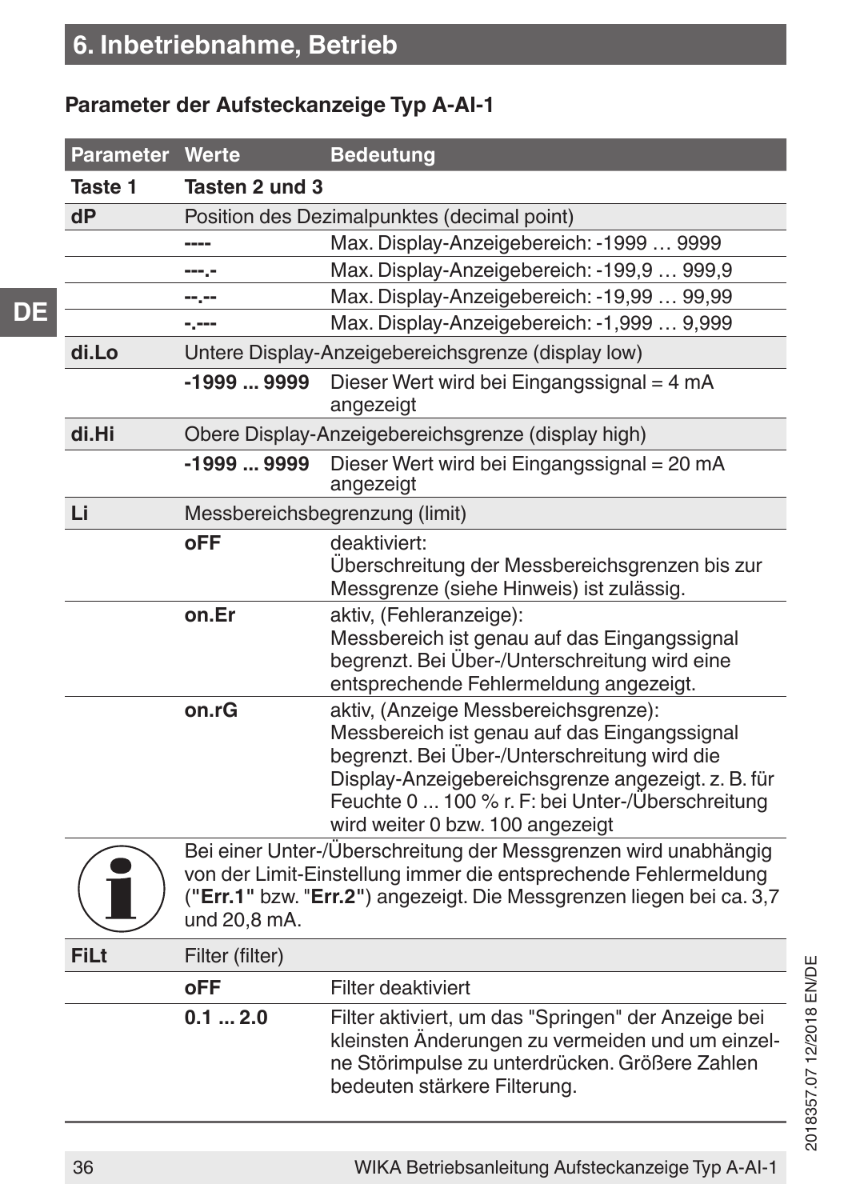## 6. Inbetriebnahme, Betrieb

### Parameter der Aufsteckanzeige Typ A-AI-1

| Parameter | Werte | Bedeutung |
|---|---|---|
| **Taste 1** | **Tasten 2 und 3** | |
| **dP** | Position des Dezimalpunktes (decimal point) | |
| | **----** | Max. Display-Anzeigebereich: -1999 … 9999 |
| | **---.-** | Max. Display-Anzeigebereich: -199,9 … 999,9 |
| | **--.--** | Max. Display-Anzeigebereich: -19,99 … 99,99 |
| | **-.---** | Max. Display-Anzeigebereich: -1,999 … 9,999 |
| **di.Lo** | Untere Display-Anzeigebereichsgrenze (display low) | |
| | **-1999 ... 9999** | Dieser Wert wird bei Eingangssignal = 4 mA angezeigt |
| **di.Hi** | Obere Display-Anzeigebereichsgrenze (display high) | |
| | **-1999 ... 9999** | Dieser Wert wird bei Eingangssignal = 20 mA angezeigt |
| **Li** | Messbereichsbegrenzung (limit) | |
| | **oFF** | deaktiviert:<br>Überschreitung der Messbereichsgrenzen bis zur Messgrenze (siehe Hinweis) ist zulässig. |
| | **on.Er** | aktiv, (Fehleranzeige):<br>Messbereich ist genau auf das Eingangssignal begrenzt. Bei Über-/Unterschreitung wird eine entsprechende Fehlermeldung angezeigt. |
| | **on.rG** | aktiv, (Anzeige Messbereichsgrenze):<br>Messbereich ist genau auf das Eingangssignal begrenzt. Bei Über-/Unterschreitung wird die Display-Anzeigebereichsgrenze angezeigt. z. B. für Feuchte 0 ... 100 % r. F: bei Unter-/Überschreitung wird weiter 0 bzw. 100 angezeigt |
| ℹ | Bei einer Unter-/Überschreitung der Messgrenzen wird unabhängig von der Limit-Einstellung immer die entsprechende Fehlermeldung (**"Err.1"** bzw. "**Err.2"**) angezeigt. Die Messgrenzen liegen bei ca. 3,7 und 20,8 mA. | |
| **FiLt** | Filter (filter) | |
| | **oFF** | Filter deaktiviert |
| | **0.1 ... 2.0** | Filter aktiviert, um das "Springen" der Anzeige bei kleinsten Änderungen zu vermeiden und um einzelne Störimpulse zu unterdrücken. Größere Zahlen bedeuten stärkere Filterung. |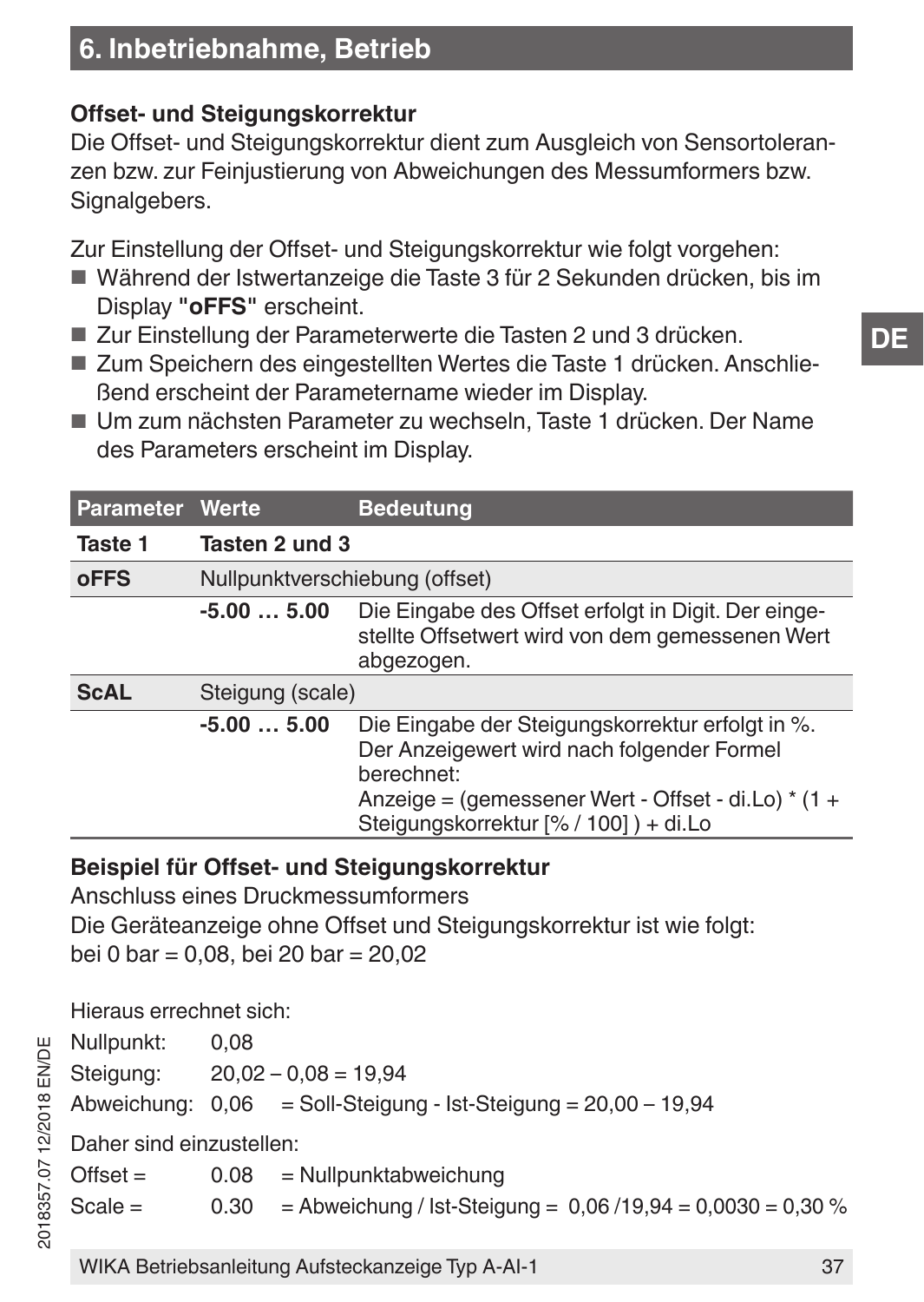## 6. Inbetriebnahme, Betrieb

**Offset- und Steigungskorrektur**

Die Offset- und Steigungskorrektur dient zum Ausgleich von Sensortoleranzen bzw. zur Feinjustierung von Abweichungen des Messumformers bzw. Signalgebers.

Zur Einstellung der Offset- und Steigungskorrektur wie folgt vorgehen:

- Während der Istwertanzeige die Taste 3 für 2 Sekunden drücken, bis im Display **"oFFS"** erscheint.
- Zur Einstellung der Parameterwerte die Tasten 2 und 3 drücken.
- Zum Speichern des eingestellten Wertes die Taste 1 drücken. Anschließend erscheint der Parametername wieder im Display.
- Um zum nächsten Parameter zu wechseln, Taste 1 drücken. Der Name des Parameters erscheint im Display.

| Parameter | Werte | Bedeutung |
|---|---|---|
| **Taste 1** | **Tasten 2 und 3** | |
| **oFFS** | Nullpunktverschiebung (offset) | |
| | **-5.00 … 5.00** | Die Eingabe des Offset erfolgt in Digit. Der eingestellte Offsetwert wird von dem gemessenen Wert abgezogen. |
| **ScAL** | Steigung (scale) | |
| | **-5.00 … 5.00** | Die Eingabe der Steigungskorrektur erfolgt in %. Der Anzeigewert wird nach folgender Formel berechnet: Anzeige = (gemessener Wert - Offset - di.Lo) * (1 + Steigungskorrektur [% / 100] ) + di.Lo |

**Beispiel für Offset- und Steigungskorrektur**

Anschluss eines Druckmessumformers

Die Geräteanzeige ohne Offset und Steigungskorrektur ist wie folgt:
bei 0 bar = 0,08, bei 20 bar = 20,02

Hieraus errechnet sich:

Nullpunkt: 0,08
Steigung: 20,02 – 0,08 = 19,94
Abweichung: 0,06 = Soll-Steigung - Ist-Steigung = 20,00 – 19,94

Daher sind einzustellen:

Offset = 0.08 = Nullpunktabweichung
Scale = 0.30 = Abweichung / Ist-Steigung = 0,06 /19,94 = 0,0030 = 0,30 %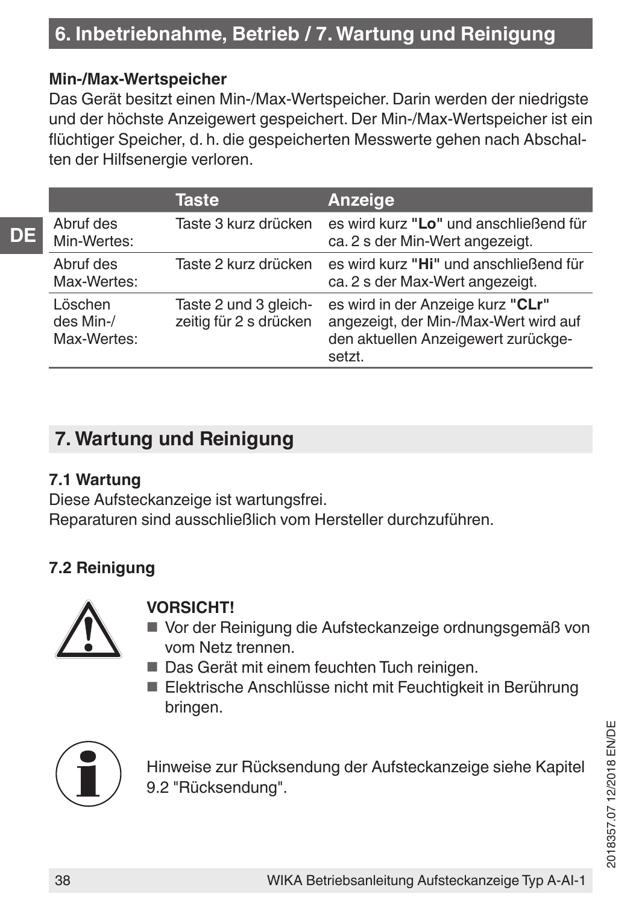## Min-/Max-Wertspeicher

Das Gerät besitzt einen Min-/Max-Wertspeicher. Darin werden der niedrigste und der höchste Anzeigewert gespeichert. Der Min-/Max-Wertspeicher ist ein flüchtiger Speicher, d. h. die gespeicherten Messwerte gehen nach Abschalten der Hilfsenergie verloren.

| | Taste | Anzeige |
|---|---|---|
| Abruf des Min-Wertes: | Taste 3 kurz drücken | es wird kurz **"Lo"** und anschließend für ca. 2 s der Min-Wert angezeigt. |
| Abruf des Max-Wertes: | Taste 2 kurz drücken | es wird kurz **"Hi"** und anschließend für ca. 2 s der Max-Wert angezeigt. |
| Löschen des Min-/Max-Wertes: | Taste 2 und 3 gleichzeitig für 2 s drücken | es wird in der Anzeige kurz **"CLr"** angezeigt, der Min-/Max-Wert wird auf den aktuellen Anzeigewert zurückgesetzt. |

# 7. Wartung und Reinigung

### 7.1 Wartung

Diese Aufsteckanzeige ist wartungsfrei.
Reparaturen sind ausschließlich vom Hersteller durchzuführen.

### 7.2 Reinigung

**VORSICHT!**

- Vor der Reinigung die Aufsteckanzeige ordnungsgemäß von vom Netz trennen.
- Das Gerät mit einem feuchten Tuch reinigen.
- Elektrische Anschlüsse nicht mit Feuchtigkeit in Berührung bringen.

Hinweise zur Rücksendung der Aufsteckanzeige siehe Kapitel 9.2 "Rücksendung".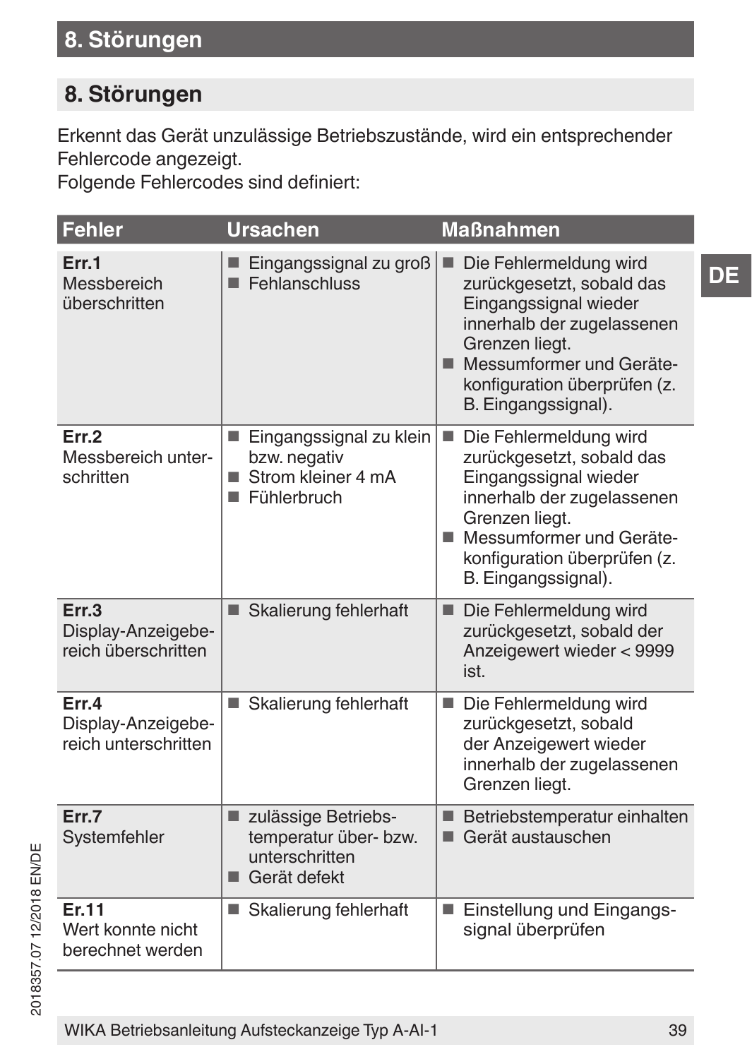## 8. Störungen

Erkennt das Gerät unzulässige Betriebszustände, wird ein entsprechender Fehlercode angezeigt.
Folgende Fehlercodes sind definiert:

| Fehler | Ursachen | Maßnahmen |
|---|---|---|
| **Err.1** Messbereich überschritten | ■ Eingangssignal zu groß<br>■ Fehlanschluss | ■ Die Fehlermeldung wird zurückgesetzt, sobald das Eingangssignal wieder innerhalb der zugelassenen Grenzen liegt.<br>■ Messumformer und Gerätekonfiguration überprüfen (z. B. Eingangssignal). |
| **Err.2** Messbereich unterschritten | ■ Eingangssignal zu klein bzw. negativ<br>■ Strom kleiner 4 mA<br>■ Fühlerbruch | ■ Die Fehlermeldung wird zurückgesetzt, sobald das Eingangssignal wieder innerhalb der zugelassenen Grenzen liegt.<br>■ Messumformer und Gerätekonfiguration überprüfen (z. B. Eingangssignal). |
| **Err.3** Display-Anzeigebereich überschritten | ■ Skalierung fehlerhaft | ■ Die Fehlermeldung wird zurückgesetzt, sobald der Anzeigewert wieder < 9999 ist. |
| **Err.4** Display-Anzeigebereich unterschritten | ■ Skalierung fehlerhaft | ■ Die Fehlermeldung wird zurückgesetzt, sobald der Anzeigewert wieder innerhalb der zugelassenen Grenzen liegt. |
| **Err.7** Systemfehler | ■ zulässige Betriebstemperatur über- bzw. unterschritten<br>■ Gerät defekt | ■ Betriebstemperatur einhalten<br>■ Gerät austauschen |
| **Er.11** Wert konnte nicht berechnet werden | ■ Skalierung fehlerhaft | ■ Einstellung und Eingangssignal überprüfen |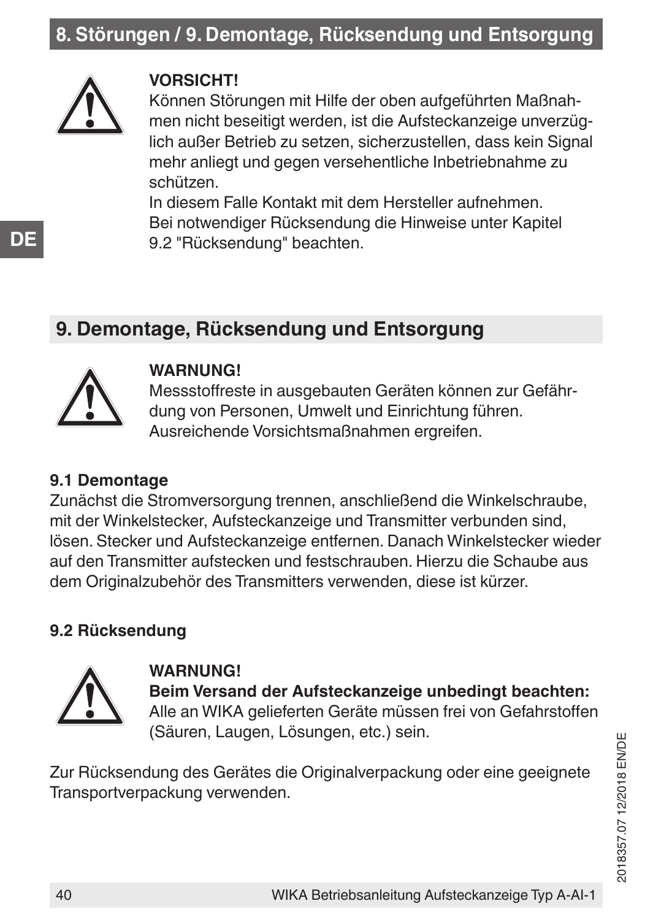**VORSICHT!**
Können Störungen mit Hilfe der oben aufgeführten Maßnahmen nicht beseitigt werden, ist die Aufsteckanzeige unverzüglich außer Betrieb zu setzen, sicherzustellen, dass kein Signal mehr anliegt und gegen versehentliche Inbetriebnahme zu schützen.
In diesem Falle Kontakt mit dem Hersteller aufnehmen.
Bei notwendiger Rücksendung die Hinweise unter Kapitel 9.2 "Rücksendung" beachten.

## 9. Demontage, Rücksendung und Entsorgung

**WARNUNG!**
Messstoffreste in ausgebauten Geräten können zur Gefährdung von Personen, Umwelt und Einrichtung führen. Ausreichende Vorsichtsmaßnahmen ergreifen.

### 9.1 Demontage

Zunächst die Stromversorgung trennen, anschließend die Winkelschraube, mit der Winkelstecker, Aufsteckanzeige und Transmitter verbunden sind, lösen. Stecker und Aufsteckanzeige entfernen. Danach Winkelstecker wieder auf den Transmitter aufstecken und festschrauben. Hierzu die Schaube aus dem Originalzubehör des Transmitters verwenden, diese ist kürzer.

### 9.2 Rücksendung

**WARNUNG!**
**Beim Versand der Aufsteckanzeige unbedingt beachten:**
Alle an WIKA gelieferten Geräte müssen frei von Gefahrstoffen (Säuren, Laugen, Lösungen, etc.) sein.

Zur Rücksendung des Gerätes die Originalverpackung oder eine geeignete Transportverpackung verwenden.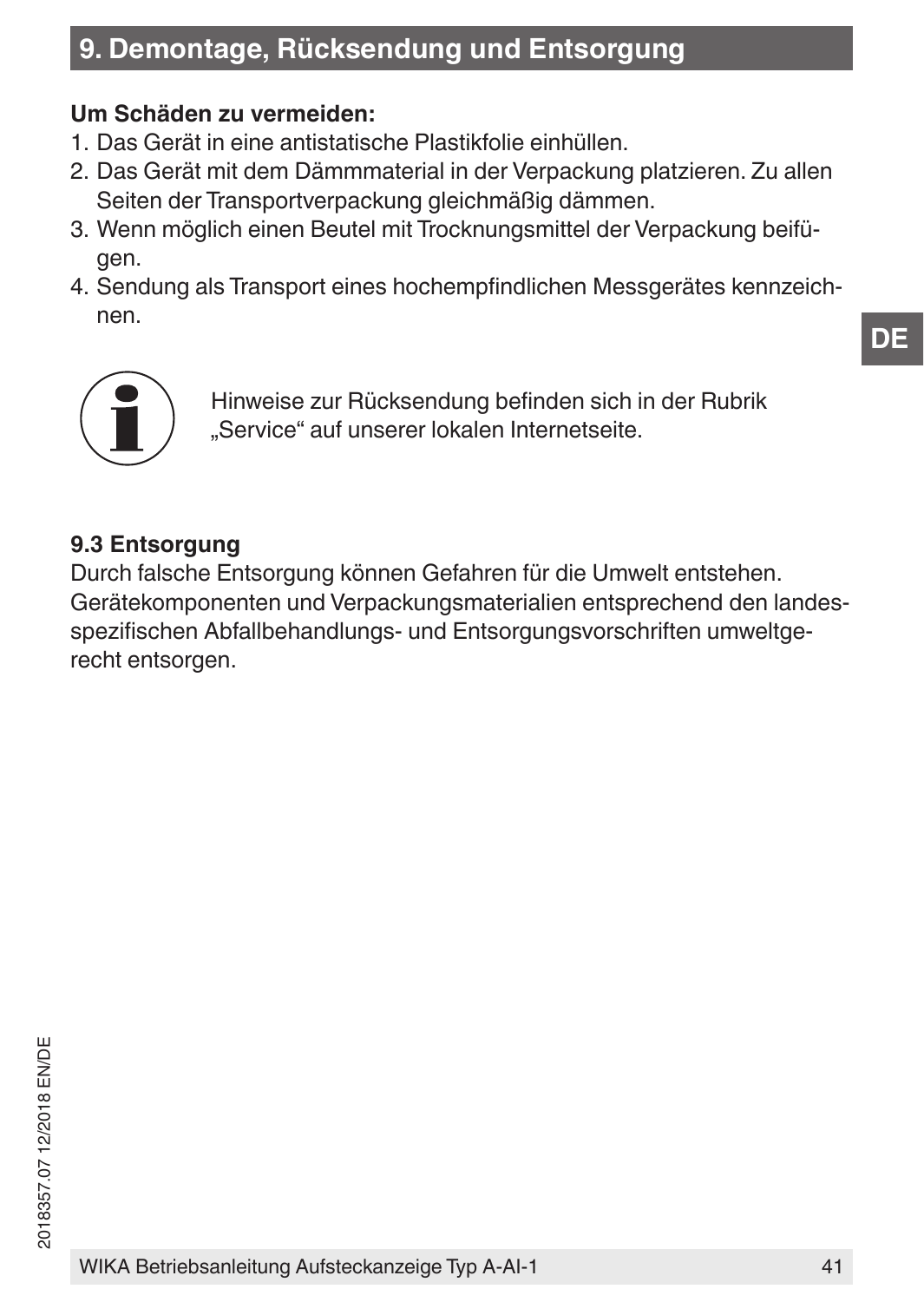## 9. Demontage, Rücksendung und Entsorgung

**Um Schäden zu vermeiden:**

1. Das Gerät in eine antistatische Plastikfolie einhüllen.
2. Das Gerät mit dem Dämmmaterial in der Verpackung platzieren. Zu allen Seiten der Transportverpackung gleichmäßig dämmen.
3. Wenn möglich einen Beutel mit Trocknungsmittel der Verpackung beifügen.
4. Sendung als Transport eines hochempfindlichen Messgerätes kennzeichnen.

Hinweise zur Rücksendung befinden sich in der Rubrik „Service“ auf unserer lokalen Internetseite.

### 9.3 Entsorgung

Durch falsche Entsorgung können Gefahren für die Umwelt entstehen.
Gerätekomponenten und Verpackungsmaterialien entsprechend den landesspezifischen Abfallbehandlungs- und Entsorgungsvorschriften umweltgerecht entsorgen.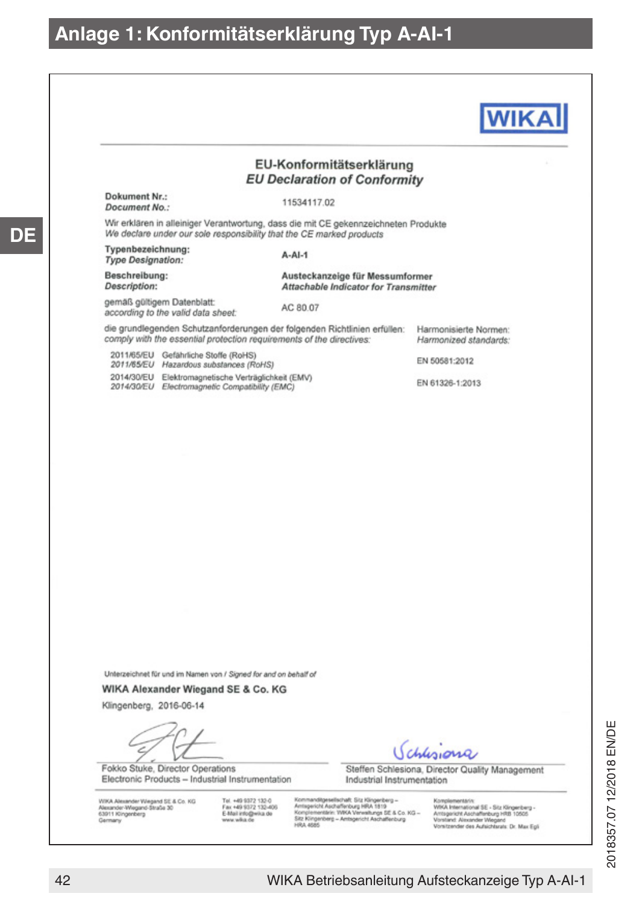# Anlage 1: Konformitätserklärung Typ A-AI-1

WIKA

**EU-Konformitätserklärung**
***EU Declaration of Conformity***

| | |
|---|---|
| **Dokument Nr.:** *Document No.:* | 11534117.02 |

Wir erklären in alleiniger Verantwortung, dass die mit CE gekennzeichneten Produkte
*We declare under our sole responsibility that the CE marked products*

| | |
|---|---|
| **Typenbezeichnung:** *Type Designation:* | **A-AI-1** |
| **Beschreibung:** *Description:* | **Austeckanzeige für Messumformer** ***Attachable Indicator for Transmitter*** |
| gemäß gültigem Datenblatt: *according to the valid data sheet:* | AC 80.07 |

die grundlegenden Schutzanforderungen der folgenden Richtlinien erfüllen:
*comply with the essential protection requirements of the directives:*

| Richtlinie | | Harmonisierte Normen: *Harmonized standards:* |
|---|---|---|
| 2011/65/EU *2011/65/EU* | Gefährliche Stoffe (RoHS) *Hazardous substances (RoHS)* | EN 50581:2012 |
| 2014/30/EU *2014/30/EU* | Elektromagnetische Verträglichkeit (EMV) *Electromagnetic Compatibility (EMC)* | EN 61326-1:2013 |

Unterzeichnet für und im Namen von / *Signed for and on behalf of*

**WIKA Alexander Wiegand SE & Co. KG**

Klingenberg, 2016-06-14

Fokko Stuke, Director Operations
Electronic Products – Industrial Instrumentation

Steffen Schlesiona, Director Quality Management
Industrial Instrumentation

WIKA Alexander Wiegand SE & Co. KG
Alexander-Wiegand-Straße 30
63911 Klingenberg
Germany

Tel. +49 9372 132-0
Fax +49 9372 132-406
E-Mail info@wika.de
www.wika.de

Kommanditgesellschaft: Sitz Klingenberg – Amtsgericht Aschaffenburg HRA 1819
Komplementärin: WIKA Verwaltungs SE & Co. KG – Sitz Klingenberg – Amtsgericht Aschaffenburg HRA 4685

Komplementärin:
WIKA International SE - Sitz Klingenberg - Amtsgericht Aschaffenburg HRB 10505
Vorstand: Alexander Wiegand
Vorsitzender des Aufsichtsrats: Dr. Max Egli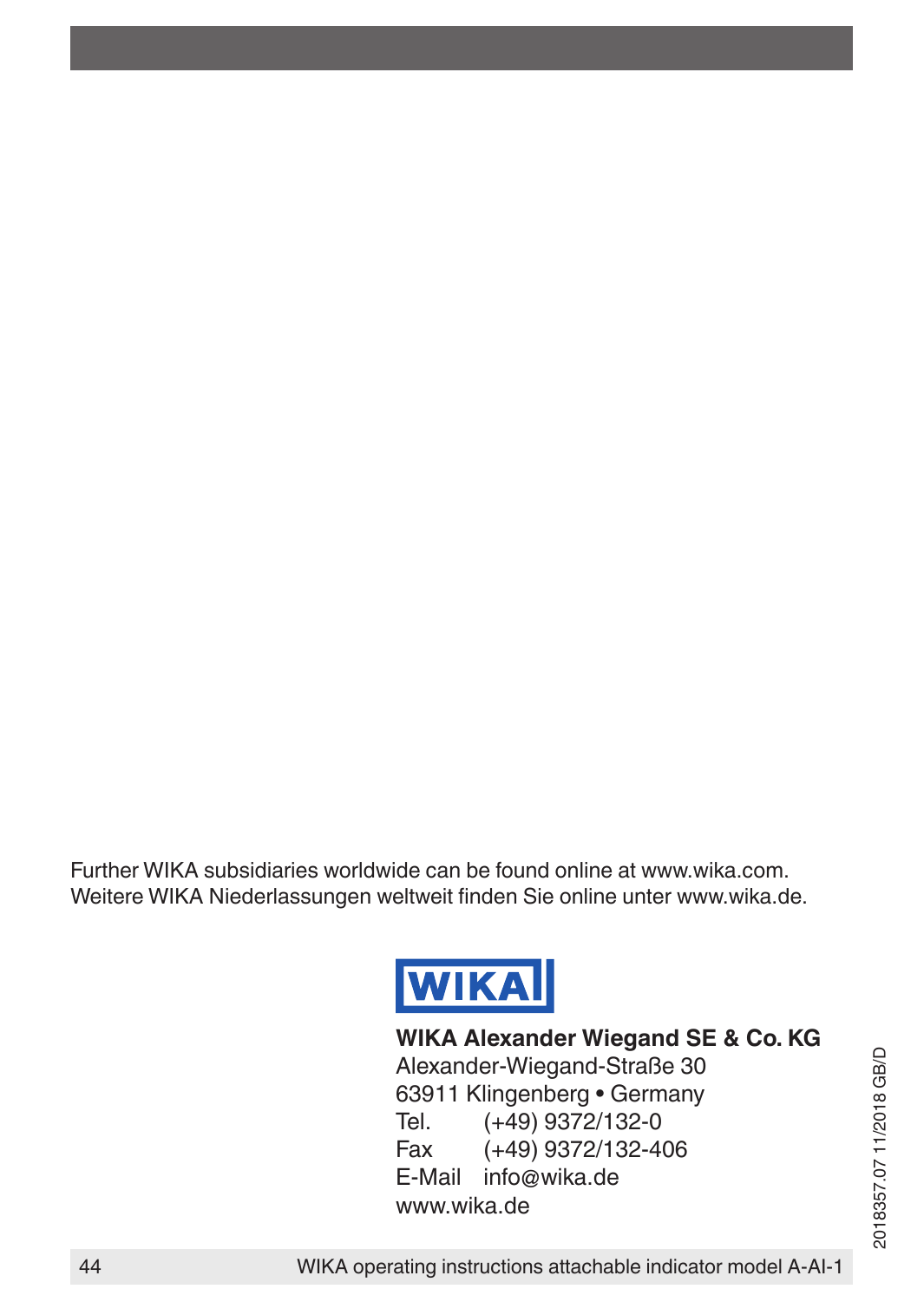Further WIKA subsidiaries worldwide can be found online at www.wika.com.
Weitere WIKA Niederlassungen weltweit finden Sie online unter www.wika.de.

WIKA

**WIKA Alexander Wiegand SE & Co. KG**
Alexander-Wiegand-Straße 30
63911 Klingenberg • Germany
Tel. (+49) 9372/132-0
Fax (+49) 9372/132-406
E-Mail info@wika.de
www.wika.de

2018357.07 11/2018 GB/D